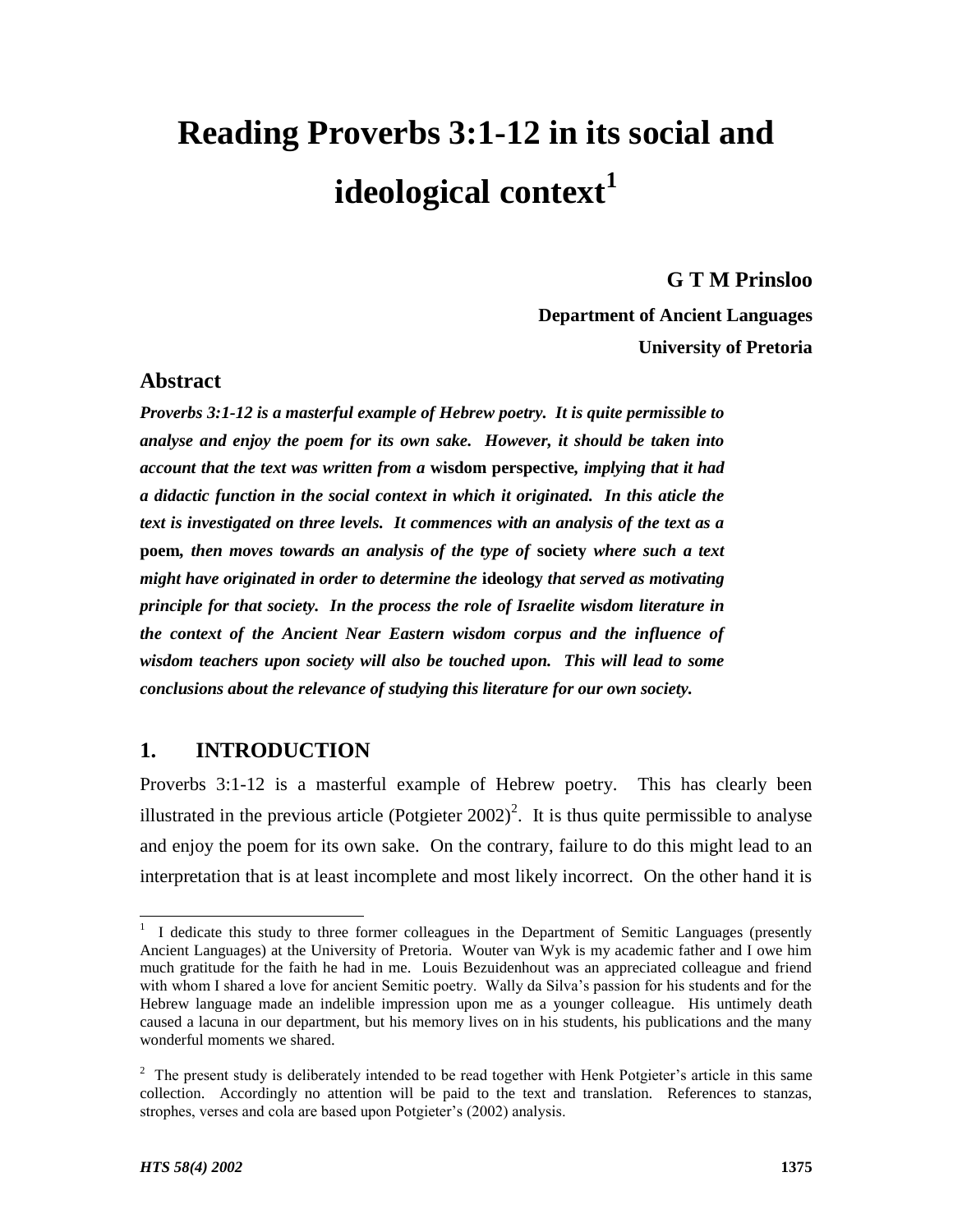# Reading Proverbs 3:1-12 in its social and ideological context[1]

**G T M Prinsloo**

**Department of Ancient Languages**

**University of Pretoria**

## Abstract

***Proverbs 3:1-12 is a masterful example of Hebrew poetry. It is quite permissible to analyse and enjoy the poem for its own sake. However, it should be taken into account that the text was written from a*** **wisdom perspective*****, implying that it had a didactic function in the social context in which it originated. In this aticle the text is investigated on three levels. It commences with an analysis of the text as a*** **poem*****, then moves towards an analysis of the type of*** **society** ***where such a text might have originated in order to determine the*** **ideology** ***that served as motivating principle for that society. In the process the role of Israelite wisdom literature in the context of the Ancient Near Eastern wisdom corpus and the influence of wisdom teachers upon society will also be touched upon. This will lead to some conclusions about the relevance of studying this literature for our own society.***

## 1. INTRODUCTION

Proverbs 3:1-12 is a masterful example of Hebrew poetry. This has clearly been illustrated in the previous article (Potgieter 2002)[2]. It is thus quite permissible to analyse and enjoy the poem for its own sake. On the contrary, failure to do this might lead to an interpretation that is at least incomplete and most likely incorrect. On the other hand it is

---

[1] I dedicate this study to three former colleagues in the Department of Semitic Languages (presently Ancient Languages) at the University of Pretoria. Wouter van Wyk is my academic father and I owe him much gratitude for the faith he had in me. Louis Bezuidenhout was an appreciated colleague and friend with whom I shared a love for ancient Semitic poetry. Wally da Silva's passion for his students and for the Hebrew language made an indelible impression upon me as a younger colleague. His untimely death caused a lacuna in our department, but his memory lives on in his students, his publications and the many wonderful moments we shared.

[2] The present study is deliberately intended to be read together with Henk Potgieter's article in this same collection. Accordingly no attention will be paid to the text and translation. References to stanzas, strophes, verses and cola are based upon Potgieter's (2002) analysis.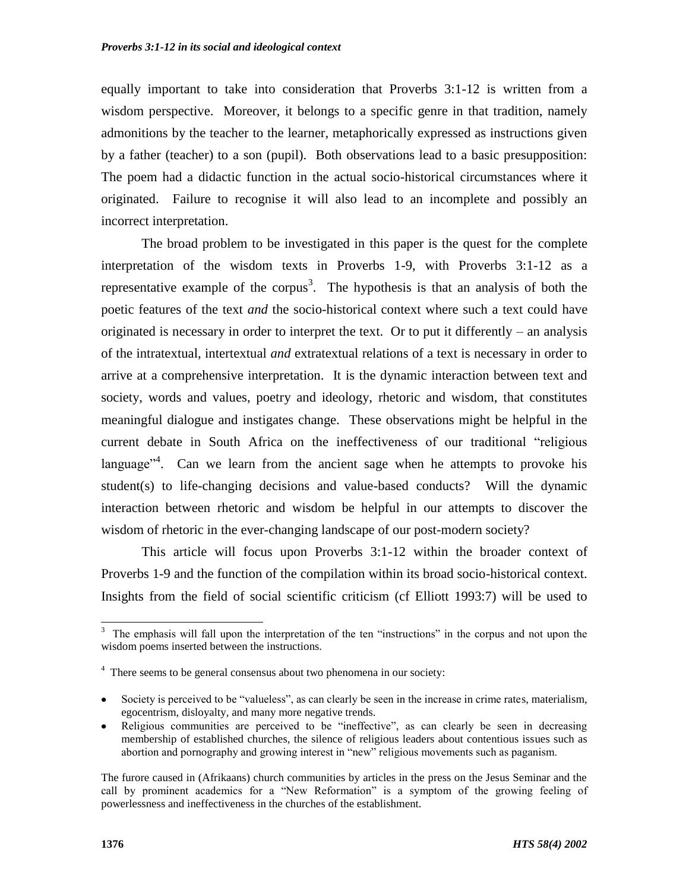equally important to take into consideration that Proverbs 3:1-12 is written from a wisdom perspective. Moreover, it belongs to a specific genre in that tradition, namely admonitions by the teacher to the learner, metaphorically expressed as instructions given by a father (teacher) to a son (pupil). Both observations lead to a basic presupposition: The poem had a didactic function in the actual socio-historical circumstances where it originated. Failure to recognise it will also lead to an incomplete and possibly an incorrect interpretation.

The broad problem to be investigated in this paper is the quest for the complete interpretation of the wisdom texts in Proverbs 1-9, with Proverbs 3:1-12 as a representative example of the corpus[3]. The hypothesis is that an analysis of both the poetic features of the text *and* the socio-historical context where such a text could have originated is necessary in order to interpret the text. Or to put it differently – an analysis of the intratextual, intertextual *and* extratextual relations of a text is necessary in order to arrive at a comprehensive interpretation. It is the dynamic interaction between text and society, words and values, poetry and ideology, rhetoric and wisdom, that constitutes meaningful dialogue and instigates change. These observations might be helpful in the current debate in South Africa on the ineffectiveness of our traditional "religious language"[4]. Can we learn from the ancient sage when he attempts to provoke his student(s) to life-changing decisions and value-based conducts? Will the dynamic interaction between rhetoric and wisdom be helpful in our attempts to discover the wisdom of rhetoric in the ever-changing landscape of our post-modern society?

This article will focus upon Proverbs 3:1-12 within the broader context of Proverbs 1-9 and the function of the compilation within its broad socio-historical context. Insights from the field of social scientific criticism (cf Elliott 1993:7) will be used to

---

[3] The emphasis will fall upon the interpretation of the ten "instructions" in the corpus and not upon the wisdom poems inserted between the instructions.

[4] There seems to be general consensus about two phenomena in our society:

- Society is perceived to be "valueless", as can clearly be seen in the increase in crime rates, materialism, egocentrism, disloyalty, and many more negative trends.
- Religious communities are perceived to be "ineffective", as can clearly be seen in decreasing membership of established churches, the silence of religious leaders about contentious issues such as abortion and pornography and growing interest in "new" religious movements such as paganism.

The furore caused in (Afrikaans) church communities by articles in the press on the Jesus Seminar and the call by prominent academics for a "New Reformation" is a symptom of the growing feeling of powerlessness and ineffectiveness in the churches of the establishment.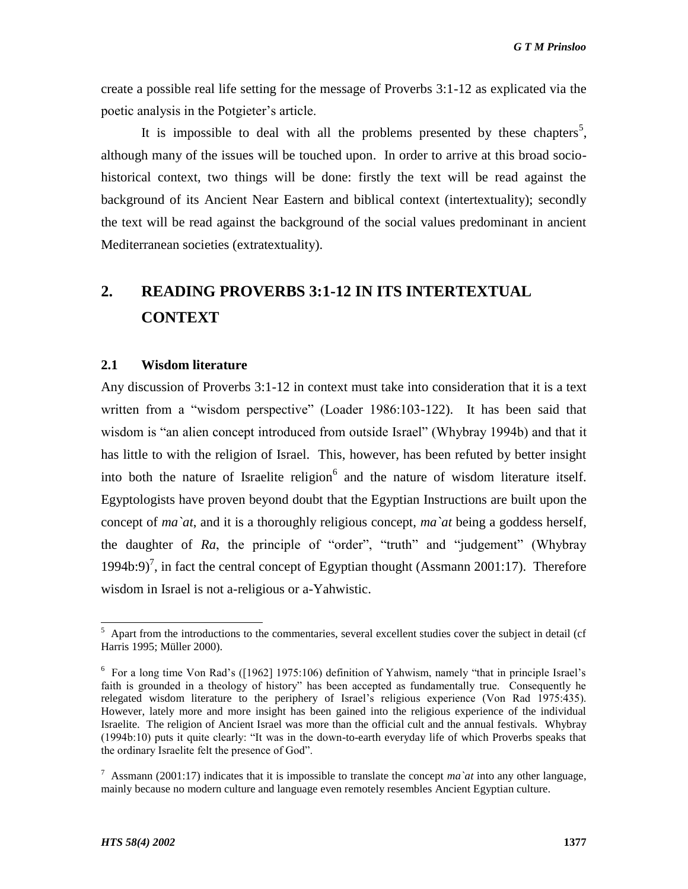create a possible real life setting for the message of Proverbs 3:1-12 as explicated via the poetic analysis in the Potgieter's article.

It is impossible to deal with all the problems presented by these chapters[5], although many of the issues will be touched upon. In order to arrive at this broad socio-historical context, two things will be done: firstly the text will be read against the background of its Ancient Near Eastern and biblical context (intertextuality); secondly the text will be read against the background of the social values predominant in ancient Mediterranean societies (extratextuality).

## 2. READING PROVERBS 3:1-12 IN ITS INTERTEXTUAL CONTEXT

### 2.1 Wisdom literature

Any discussion of Proverbs 3:1-12 in context must take into consideration that it is a text written from a "wisdom perspective" (Loader 1986:103-122). It has been said that wisdom is "an alien concept introduced from outside Israel" (Whybray 1994b) and that it has little to with the religion of Israel. This, however, has been refuted by better insight into both the nature of Israelite religion[6] and the nature of wisdom literature itself. Egyptologists have proven beyond doubt that the Egyptian Instructions are built upon the concept of *ma`at*, and it is a thoroughly religious concept, *ma`at* being a goddess herself, the daughter of *Ra*, the principle of "order", "truth" and "judgement" (Whybray 1994b:9)[7], in fact the central concept of Egyptian thought (Assmann 2001:17). Therefore wisdom in Israel is not a-religious or a-Yahwistic.

---

[5] Apart from the introductions to the commentaries, several excellent studies cover the subject in detail (cf Harris 1995; Müller 2000).

[6] For a long time Von Rad's ([1962] 1975:106) definition of Yahwism, namely "that in principle Israel's faith is grounded in a theology of history" has been accepted as fundamentally true. Consequently he relegated wisdom literature to the periphery of Israel's religious experience (Von Rad 1975:435). However, lately more and more insight has been gained into the religious experience of the individual Israelite. The religion of Ancient Israel was more than the official cult and the annual festivals. Whybray (1994b:10) puts it quite clearly: "It was in the down-to-earth everyday life of which Proverbs speaks that the ordinary Israelite felt the presence of God".

[7] Assmann (2001:17) indicates that it is impossible to translate the concept *ma`at* into any other language, mainly because no modern culture and language even remotely resembles Ancient Egyptian culture.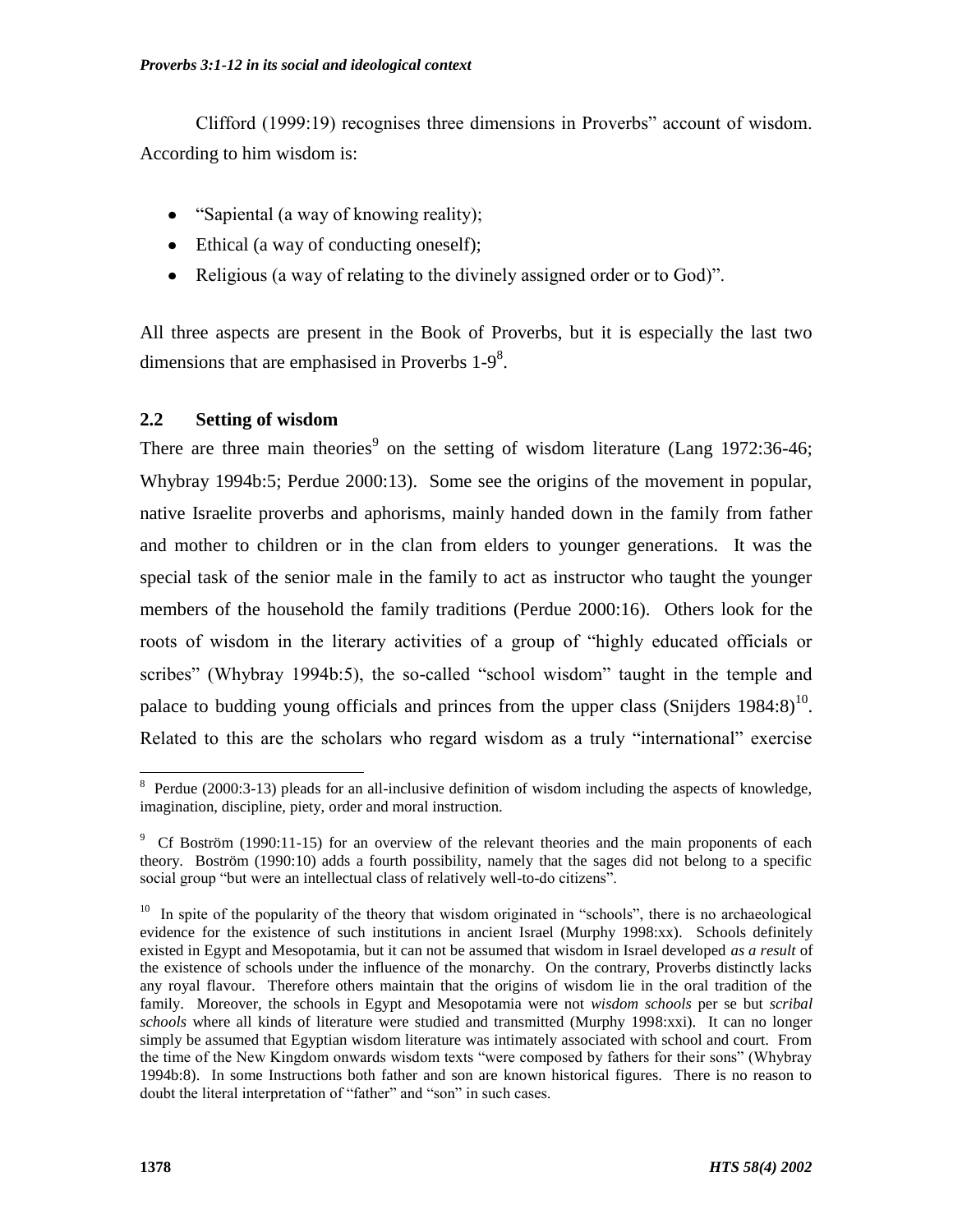Clifford (1999:19) recognises three dimensions in Proverbs" account of wisdom. According to him wisdom is:

- "Sapiental (a way of knowing reality);
- Ethical (a way of conducting oneself);
- Religious (a way of relating to the divinely assigned order or to God)".

All three aspects are present in the Book of Proverbs, but it is especially the last two dimensions that are emphasised in Proverbs 1-9[8].

## 2.2 Setting of wisdom

There are three main theories[9] on the setting of wisdom literature (Lang 1972:36-46; Whybray 1994b:5; Perdue 2000:13). Some see the origins of the movement in popular, native Israelite proverbs and aphorisms, mainly handed down in the family from father and mother to children or in the clan from elders to younger generations. It was the special task of the senior male in the family to act as instructor who taught the younger members of the household the family traditions (Perdue 2000:16). Others look for the roots of wisdom in the literary activities of a group of "highly educated officials or scribes" (Whybray 1994b:5), the so-called "school wisdom" taught in the temple and palace to budding young officials and princes from the upper class (Snijders 1984:8)[10]. Related to this are the scholars who regard wisdom as a truly "international" exercise

---

[8] Perdue (2000:3-13) pleads for an all-inclusive definition of wisdom including the aspects of knowledge, imagination, discipline, piety, order and moral instruction.

[9] Cf Boström (1990:11-15) for an overview of the relevant theories and the main proponents of each theory. Boström (1990:10) adds a fourth possibility, namely that the sages did not belong to a specific social group "but were an intellectual class of relatively well-to-do citizens".

[10] In spite of the popularity of the theory that wisdom originated in "schools", there is no archaeological evidence for the existence of such institutions in ancient Israel (Murphy 1998:xx). Schools definitely existed in Egypt and Mesopotamia, but it can not be assumed that wisdom in Israel developed *as a result* of the existence of schools under the influence of the monarchy. On the contrary, Proverbs distinctly lacks any royal flavour. Therefore others maintain that the origins of wisdom lie in the oral tradition of the family. Moreover, the schools in Egypt and Mesopotamia were not *wisdom schools* per se but *scribal schools* where all kinds of literature were studied and transmitted (Murphy 1998:xxi). It can no longer simply be assumed that Egyptian wisdom literature was intimately associated with school and court. From the time of the New Kingdom onwards wisdom texts "were composed by fathers for their sons" (Whybray 1994b:8). In some Instructions both father and son are known historical figures. There is no reason to doubt the literal interpretation of "father" and "son" in such cases.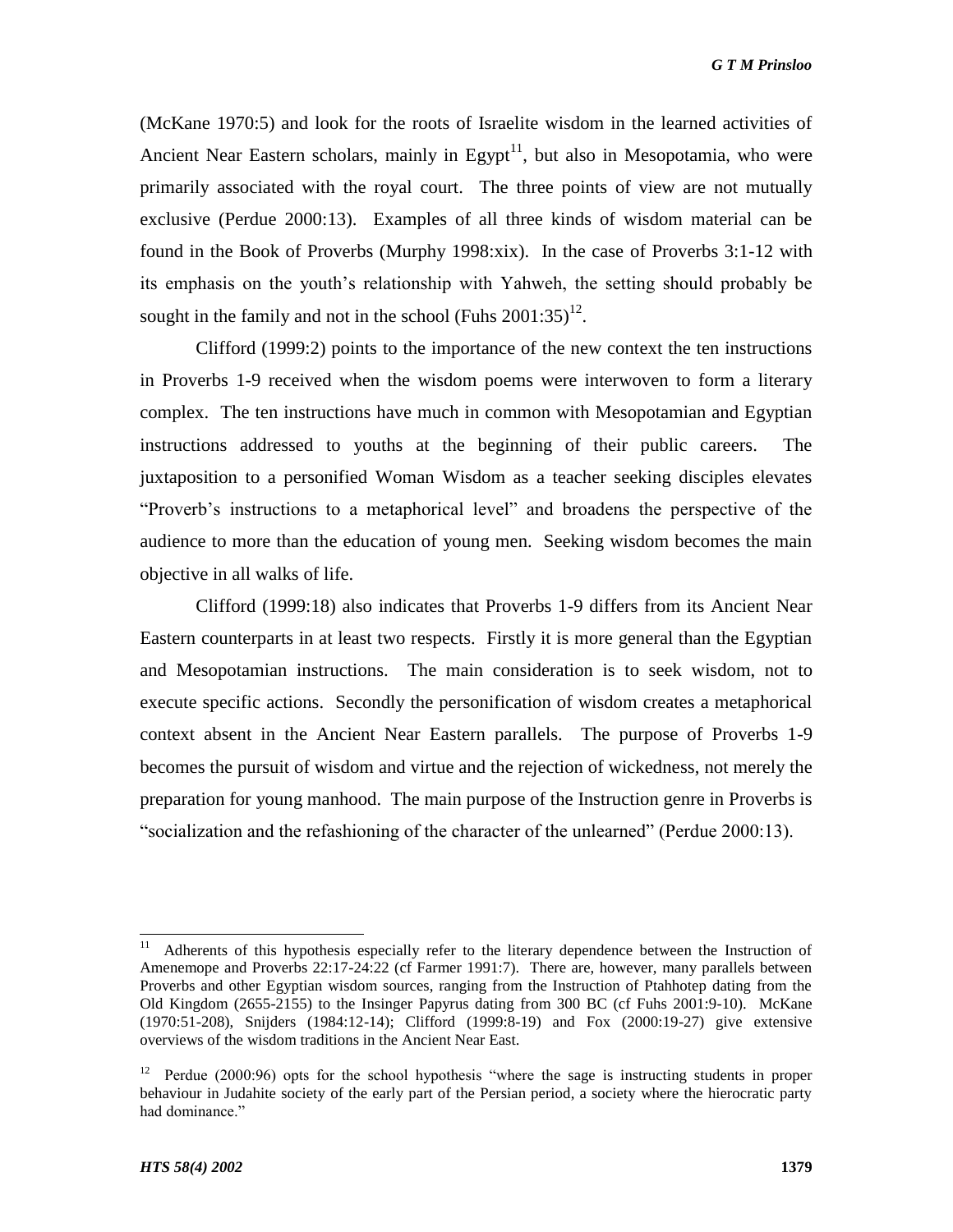(McKane 1970:5) and look for the roots of Israelite wisdom in the learned activities of Ancient Near Eastern scholars, mainly in Egypt[11], but also in Mesopotamia, who were primarily associated with the royal court. The three points of view are not mutually exclusive (Perdue 2000:13). Examples of all three kinds of wisdom material can be found in the Book of Proverbs (Murphy 1998:xix). In the case of Proverbs 3:1-12 with its emphasis on the youth's relationship with Yahweh, the setting should probably be sought in the family and not in the school (Fuhs 2001:35)[12].

Clifford (1999:2) points to the importance of the new context the ten instructions in Proverbs 1-9 received when the wisdom poems were interwoven to form a literary complex. The ten instructions have much in common with Mesopotamian and Egyptian instructions addressed to youths at the beginning of their public careers. The juxtaposition to a personified Woman Wisdom as a teacher seeking disciples elevates "Proverb's instructions to a metaphorical level" and broadens the perspective of the audience to more than the education of young men. Seeking wisdom becomes the main objective in all walks of life.

Clifford (1999:18) also indicates that Proverbs 1-9 differs from its Ancient Near Eastern counterparts in at least two respects. Firstly it is more general than the Egyptian and Mesopotamian instructions. The main consideration is to seek wisdom, not to execute specific actions. Secondly the personification of wisdom creates a metaphorical context absent in the Ancient Near Eastern parallels. The purpose of Proverbs 1-9 becomes the pursuit of wisdom and virtue and the rejection of wickedness, not merely the preparation for young manhood. The main purpose of the Instruction genre in Proverbs is "socialization and the refashioning of the character of the unlearned" (Perdue 2000:13).

---

[11] Adherents of this hypothesis especially refer to the literary dependence between the Instruction of Amenemope and Proverbs 22:17-24:22 (cf Farmer 1991:7). There are, however, many parallels between Proverbs and other Egyptian wisdom sources, ranging from the Instruction of Ptahhotep dating from the Old Kingdom (2655-2155) to the Insinger Papyrus dating from 300 BC (cf Fuhs 2001:9-10). McKane (1970:51-208), Snijders (1984:12-14); Clifford (1999:8-19) and Fox (2000:19-27) give extensive overviews of the wisdom traditions in the Ancient Near East.

[12] Perdue (2000:96) opts for the school hypothesis "where the sage is instructing students in proper behaviour in Judahite society of the early part of the Persian period, a society where the hierocratic party had dominance."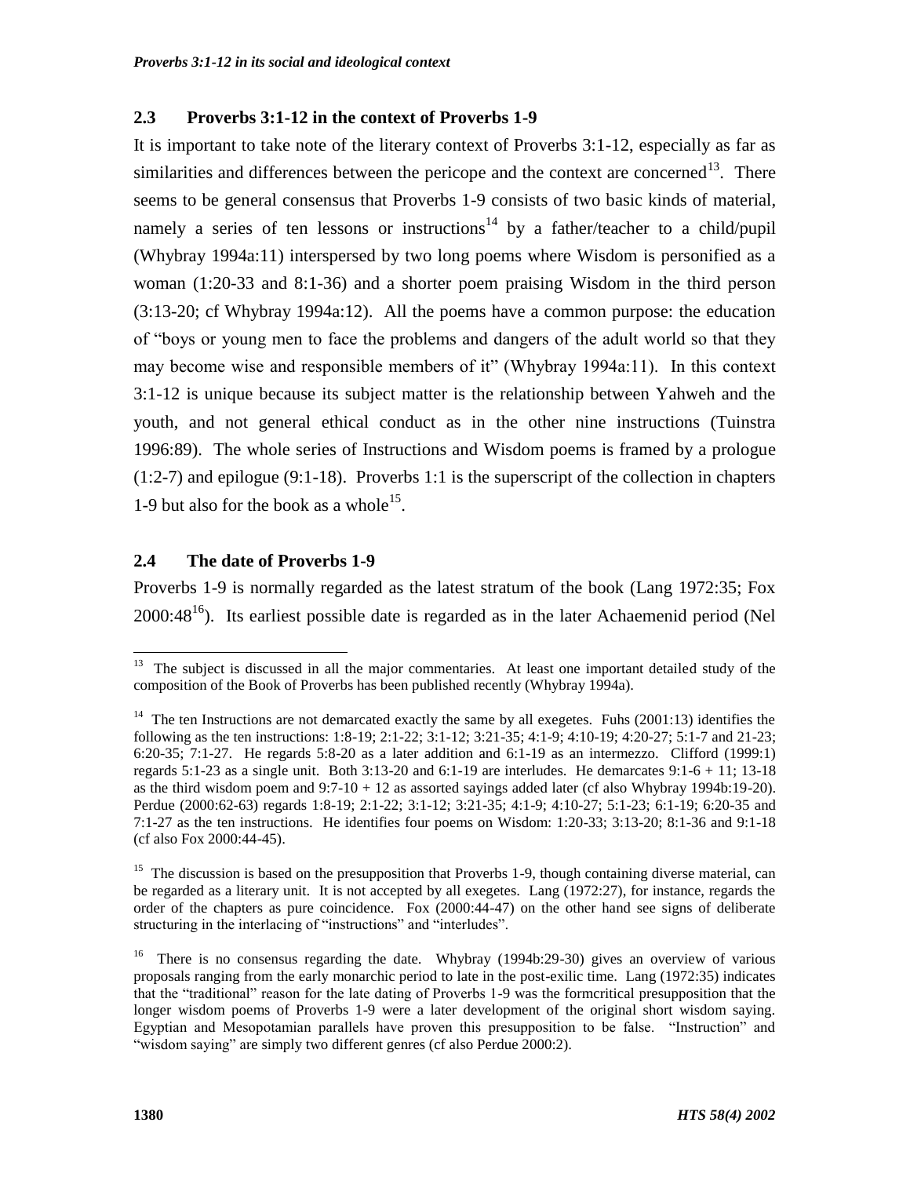## 2.3 Proverbs 3:1-12 in the context of Proverbs 1-9

It is important to take note of the literary context of Proverbs 3:1-12, especially as far as similarities and differences between the pericope and the context are concerned[13]. There seems to be general consensus that Proverbs 1-9 consists of two basic kinds of material, namely a series of ten lessons or instructions[14] by a father/teacher to a child/pupil (Whybray 1994a:11) interspersed by two long poems where Wisdom is personified as a woman (1:20-33 and 8:1-36) and a shorter poem praising Wisdom in the third person (3:13-20; cf Whybray 1994a:12). All the poems have a common purpose: the education of "boys or young men to face the problems and dangers of the adult world so that they may become wise and responsible members of it" (Whybray 1994a:11). In this context 3:1-12 is unique because its subject matter is the relationship between Yahweh and the youth, and not general ethical conduct as in the other nine instructions (Tuinstra 1996:89). The whole series of Instructions and Wisdom poems is framed by a prologue (1:2-7) and epilogue (9:1-18). Proverbs 1:1 is the superscript of the collection in chapters 1-9 but also for the book as a whole[15].

## 2.4 The date of Proverbs 1-9

Proverbs 1-9 is normally regarded as the latest stratum of the book (Lang 1972:35; Fox 2000:48[16]). Its earliest possible date is regarded as in the later Achaemenid period (Nel

---

[13] The subject is discussed in all the major commentaries. At least one important detailed study of the composition of the Book of Proverbs has been published recently (Whybray 1994a).

[14] The ten Instructions are not demarcated exactly the same by all exegetes. Fuhs (2001:13) identifies the following as the ten instructions: 1:8-19; 2:1-22; 3:1-12; 3:21-35; 4:1-9; 4:10-19; 4:20-27; 5:1-7 and 21-23; 6:20-35; 7:1-27. He regards 5:8-20 as a later addition and 6:1-19 as an intermezzo. Clifford (1999:1) regards 5:1-23 as a single unit. Both 3:13-20 and 6:1-19 are interludes. He demarcates 9:1-6 + 11; 13-18 as the third wisdom poem and 9:7-10 + 12 as assorted sayings added later (cf also Whybray 1994b:19-20). Perdue (2000:62-63) regards 1:8-19; 2:1-22; 3:1-12; 3:21-35; 4:1-9; 4:10-27; 5:1-23; 6:1-19; 6:20-35 and 7:1-27 as the ten instructions. He identifies four poems on Wisdom: 1:20-33; 3:13-20; 8:1-36 and 9:1-18 (cf also Fox 2000:44-45).

[15] The discussion is based on the presupposition that Proverbs 1-9, though containing diverse material, can be regarded as a literary unit. It is not accepted by all exegetes. Lang (1972:27), for instance, regards the order of the chapters as pure coincidence. Fox (2000:44-47) on the other hand see signs of deliberate structuring in the interlacing of "instructions" and "interludes".

[16] There is no consensus regarding the date. Whybray (1994b:29-30) gives an overview of various proposals ranging from the early monarchic period to late in the post-exilic time. Lang (1972:35) indicates that the "traditional" reason for the late dating of Proverbs 1-9 was the formcritical presupposition that the longer wisdom poems of Proverbs 1-9 were a later development of the original short wisdom saying. Egyptian and Mesopotamian parallels have proven this presupposition to be false. "Instruction" and "wisdom saying" are simply two different genres (cf also Perdue 2000:2).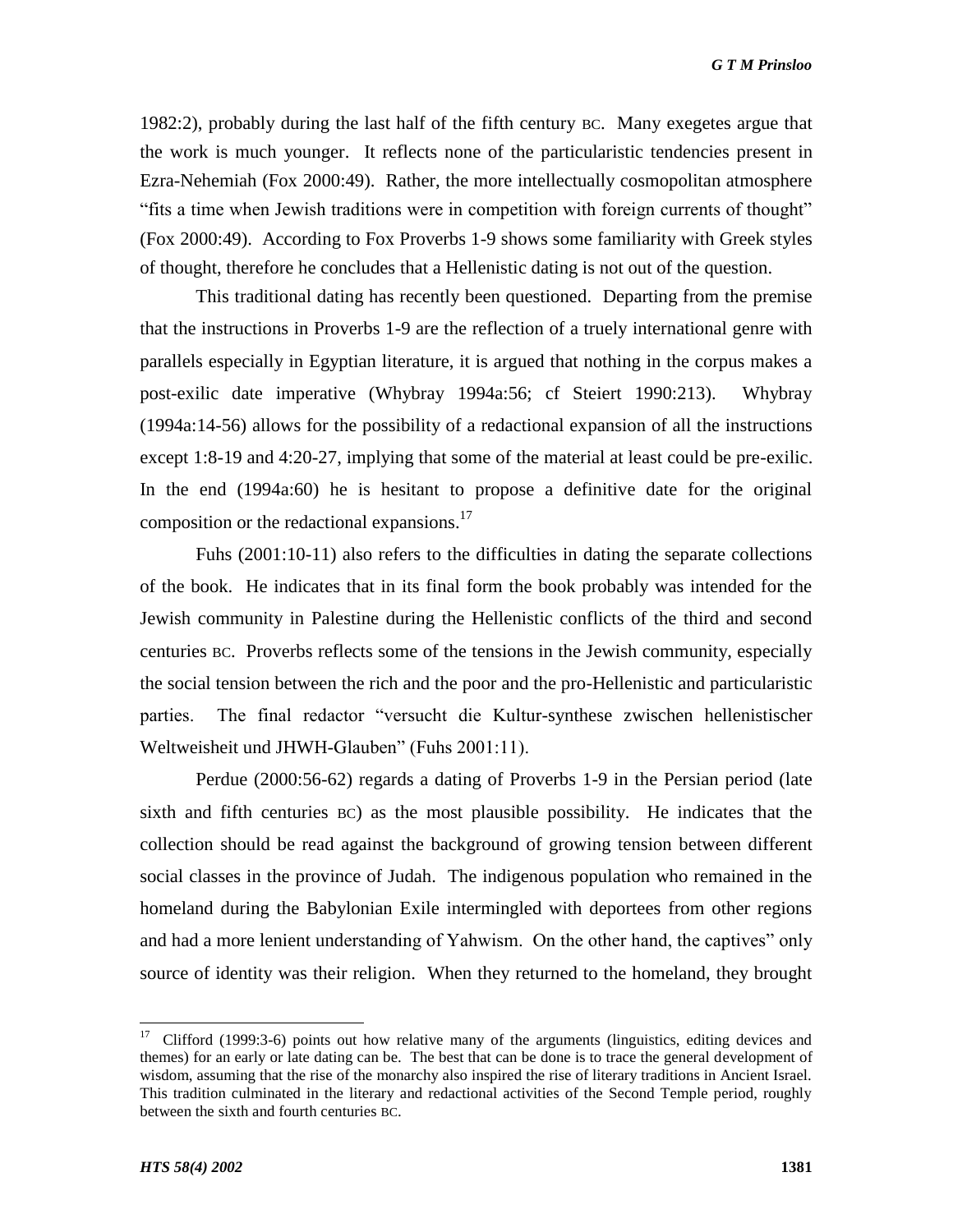1982:2), probably during the last half of the fifth century BC. Many exegetes argue that the work is much younger. It reflects none of the particularistic tendencies present in Ezra-Nehemiah (Fox 2000:49). Rather, the more intellectually cosmopolitan atmosphere "fits a time when Jewish traditions were in competition with foreign currents of thought" (Fox 2000:49). According to Fox Proverbs 1-9 shows some familiarity with Greek styles of thought, therefore he concludes that a Hellenistic dating is not out of the question.

This traditional dating has recently been questioned. Departing from the premise that the instructions in Proverbs 1-9 are the reflection of a truely international genre with parallels especially in Egyptian literature, it is argued that nothing in the corpus makes a post-exilic date imperative (Whybray 1994a:56; cf Steiert 1990:213). Whybray (1994a:14-56) allows for the possibility of a redactional expansion of all the instructions except 1:8-19 and 4:20-27, implying that some of the material at least could be pre-exilic. In the end (1994a:60) he is hesitant to propose a definitive date for the original composition or the redactional expansions.[17]

Fuhs (2001:10-11) also refers to the difficulties in dating the separate collections of the book. He indicates that in its final form the book probably was intended for the Jewish community in Palestine during the Hellenistic conflicts of the third and second centuries BC. Proverbs reflects some of the tensions in the Jewish community, especially the social tension between the rich and the poor and the pro-Hellenistic and particularistic parties. The final redactor "versucht die Kultur-synthese zwischen hellenistischer Weltweisheit und JHWH-Glauben" (Fuhs 2001:11).

Perdue (2000:56-62) regards a dating of Proverbs 1-9 in the Persian period (late sixth and fifth centuries BC) as the most plausible possibility. He indicates that the collection should be read against the background of growing tension between different social classes in the province of Judah. The indigenous population who remained in the homeland during the Babylonian Exile intermingled with deportees from other regions and had a more lenient understanding of Yahwism. On the other hand, the captives" only source of identity was their religion. When they returned to the homeland, they brought

[17] Clifford (1999:3-6) points out how relative many of the arguments (linguistics, editing devices and themes) for an early or late dating can be. The best that can be done is to trace the general development of wisdom, assuming that the rise of the monarchy also inspired the rise of literary traditions in Ancient Israel. This tradition culminated in the literary and redactional activities of the Second Temple period, roughly between the sixth and fourth centuries BC.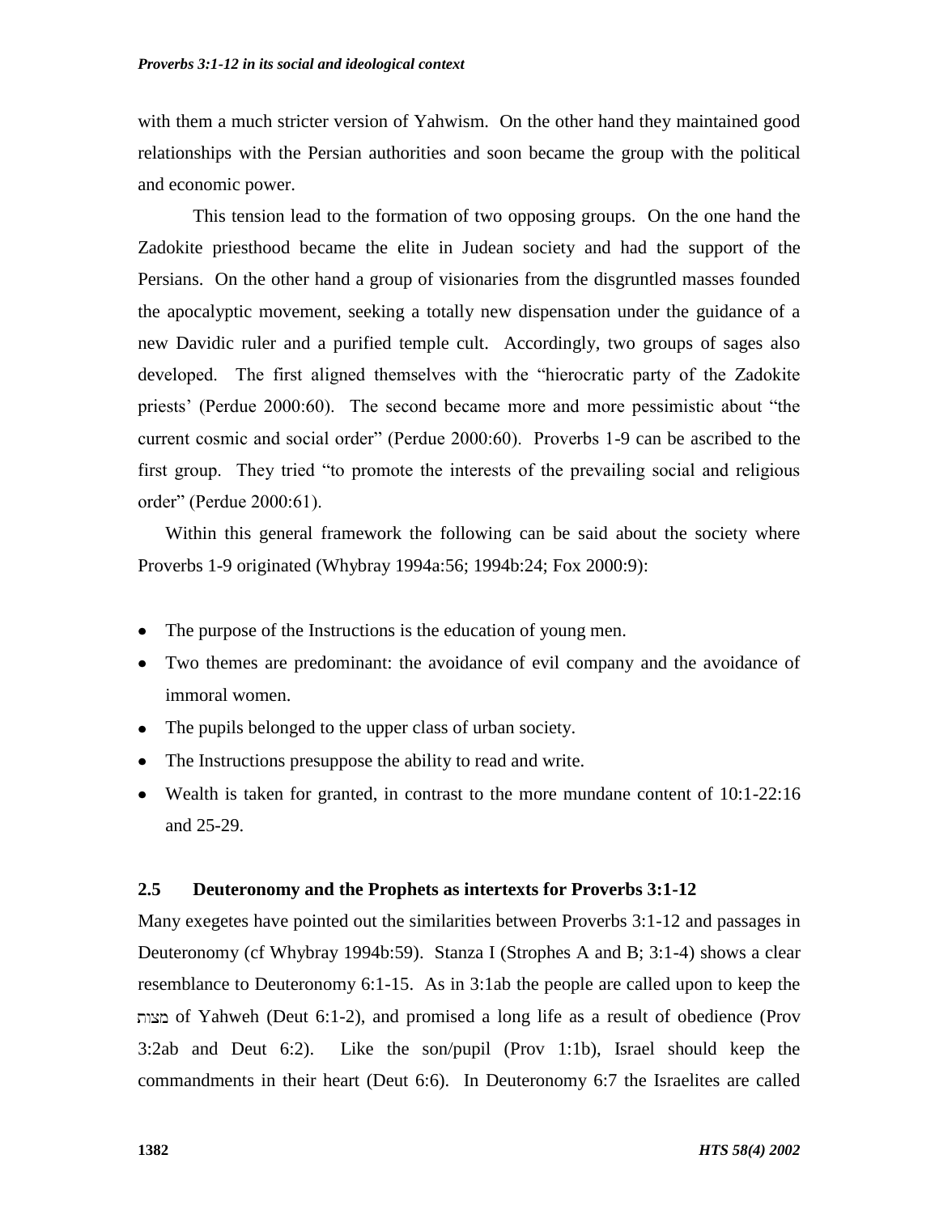with them a much stricter version of Yahwism. On the other hand they maintained good relationships with the Persian authorities and soon became the group with the political and economic power.

This tension lead to the formation of two opposing groups. On the one hand the Zadokite priesthood became the elite in Judean society and had the support of the Persians. On the other hand a group of visionaries from the disgruntled masses founded the apocalyptic movement, seeking a totally new dispensation under the guidance of a new Davidic ruler and a purified temple cult. Accordingly, two groups of sages also developed. The first aligned themselves with the "hierocratic party of the Zadokite priests' (Perdue 2000:60). The second became more and more pessimistic about "the current cosmic and social order" (Perdue 2000:60). Proverbs 1-9 can be ascribed to the first group. They tried "to promote the interests of the prevailing social and religious order" (Perdue 2000:61).

Within this general framework the following can be said about the society where Proverbs 1-9 originated (Whybray 1994a:56; 1994b:24; Fox 2000:9):

- The purpose of the Instructions is the education of young men.
- Two themes are predominant: the avoidance of evil company and the avoidance of immoral women.
- The pupils belonged to the upper class of urban society.
- The Instructions presuppose the ability to read and write.
- Wealth is taken for granted, in contrast to the more mundane content of 10:1-22:16 and 25-29.

### 2.5 Deuteronomy and the Prophets as intertexts for Proverbs 3:1-12

Many exegetes have pointed out the similarities between Proverbs 3:1-12 and passages in Deuteronomy (cf Whybray 1994b:59). Stanza I (Strophes A and B; 3:1-4) shows a clear resemblance to Deuteronomy 6:1-15. As in 3:1ab the people are called upon to keep the מצוה of Yahweh (Deut 6:1-2), and promised a long life as a result of obedience (Prov 3:2ab and Deut 6:2). Like the son/pupil (Prov 1:1b), Israel should keep the commandments in their heart (Deut 6:6). In Deuteronomy 6:7 the Israelites are called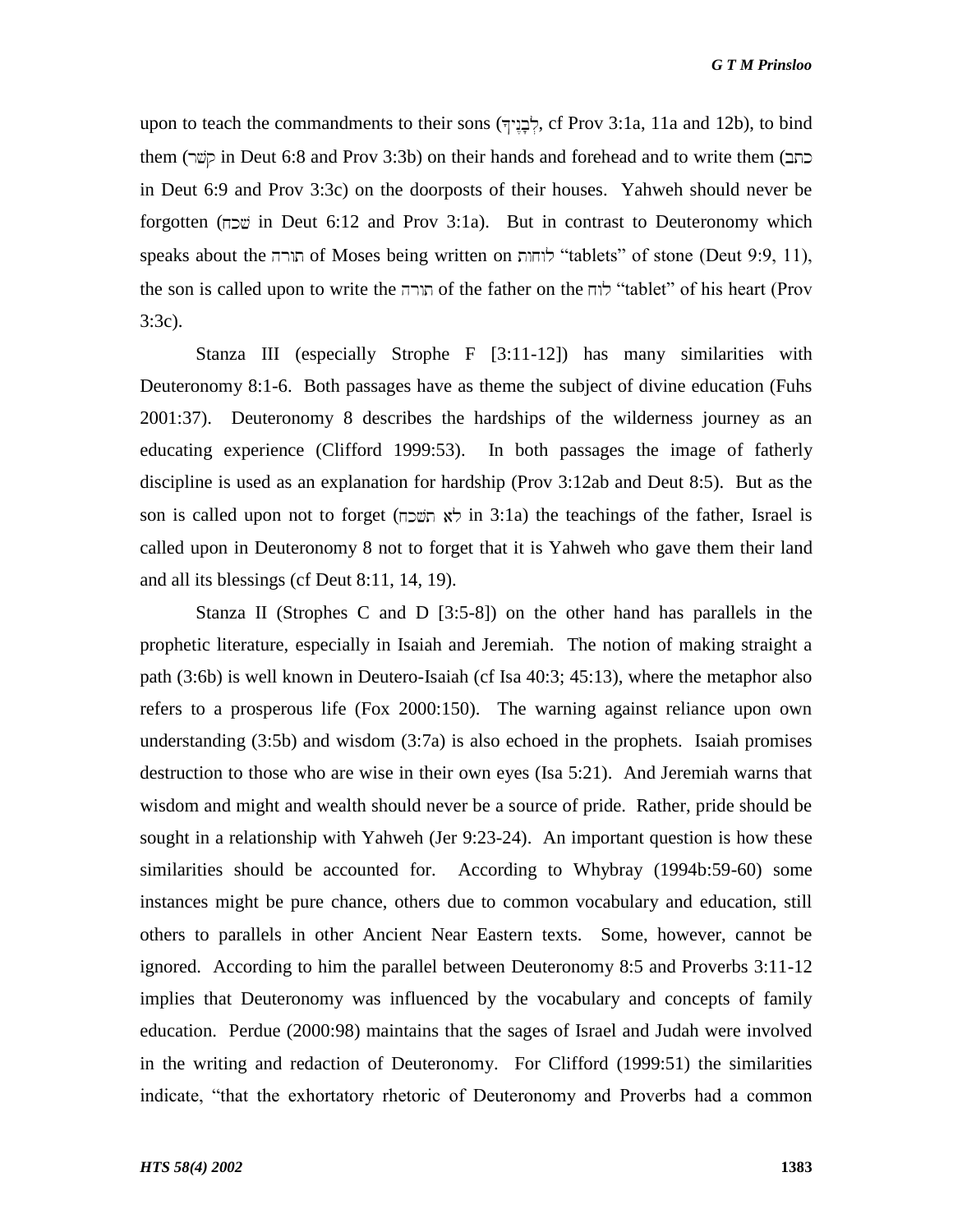upon to teach the commandments to their sons (לְבָנֶיךָ, cf Prov 3:1a, 11a and 12b), to bind them (קָשַׁר in Deut 6:8 and Prov 3:3b) on their hands and forehead and to write them (כתב in Deut 6:9 and Prov 3:3c) on the doorposts of their houses. Yahweh should never be forgotten (שָׁכַח in Deut 6:12 and Prov 3:1a). But in contrast to Deuteronomy which speaks about the תורה of Moses being written on לוחות "tablets" of stone (Deut 9:9, 11), the son is called upon to write the תורה of the father on the לוח "tablet" of his heart (Prov 3:3c).

Stanza III (especially Strophe F [3:11-12]) has many similarities with Deuteronomy 8:1-6. Both passages have as theme the subject of divine education (Fuhs 2001:37). Deuteronomy 8 describes the hardships of the wilderness journey as an educating experience (Clifford 1999:53). In both passages the image of fatherly discipline is used as an explanation for hardship (Prov 3:12ab and Deut 8:5). But as the son is called upon not to forget (לא תשכח in 3:1a) the teachings of the father, Israel is called upon in Deuteronomy 8 not to forget that it is Yahweh who gave them their land and all its blessings (cf Deut 8:11, 14, 19).

Stanza II (Strophes C and D [3:5-8]) on the other hand has parallels in the prophetic literature, especially in Isaiah and Jeremiah. The notion of making straight a path (3:6b) is well known in Deutero-Isaiah (cf Isa 40:3; 45:13), where the metaphor also refers to a prosperous life (Fox 2000:150). The warning against reliance upon own understanding (3:5b) and wisdom (3:7a) is also echoed in the prophets. Isaiah promises destruction to those who are wise in their own eyes (Isa 5:21). And Jeremiah warns that wisdom and might and wealth should never be a source of pride. Rather, pride should be sought in a relationship with Yahweh (Jer 9:23-24). An important question is how these similarities should be accounted for. According to Whybray (1994b:59-60) some instances might be pure chance, others due to common vocabulary and education, still others to parallels in other Ancient Near Eastern texts. Some, however, cannot be ignored. According to him the parallel between Deuteronomy 8:5 and Proverbs 3:11-12 implies that Deuteronomy was influenced by the vocabulary and concepts of family education. Perdue (2000:98) maintains that the sages of Israel and Judah were involved in the writing and redaction of Deuteronomy. For Clifford (1999:51) the similarities indicate, "that the exhortatory rhetoric of Deuteronomy and Proverbs had a common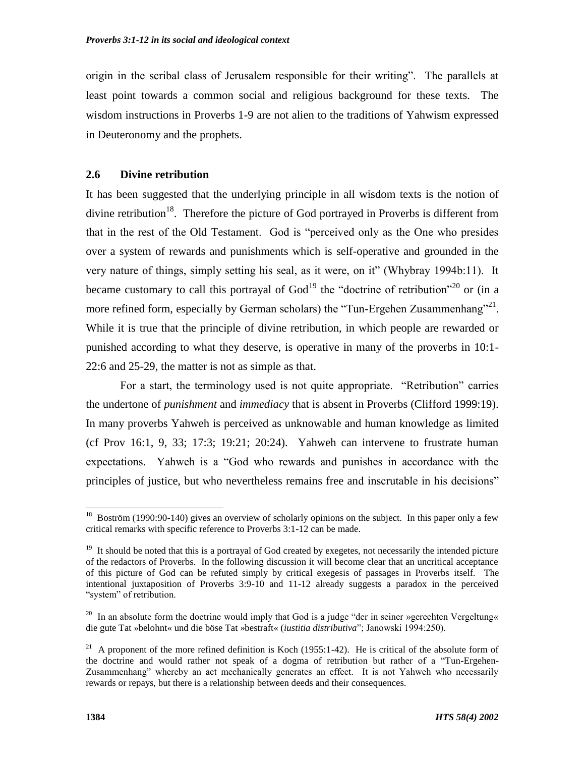origin in the scribal class of Jerusalem responsible for their writing". The parallels at least point towards a common social and religious background for these texts. The wisdom instructions in Proverbs 1-9 are not alien to the traditions of Yahwism expressed in Deuteronomy and the prophets.

### 2.6 Divine retribution

It has been suggested that the underlying principle in all wisdom texts is the notion of divine retribution[18]. Therefore the picture of God portrayed in Proverbs is different from that in the rest of the Old Testament. God is "perceived only as the One who presides over a system of rewards and punishments which is self-operative and grounded in the very nature of things, simply setting his seal, as it were, on it" (Whybray 1994b:11). It became customary to call this portrayal of God[19] the "doctrine of retribution"[20] or (in a more refined form, especially by German scholars) the "Tun-Ergehen Zusammenhang"[21]. While it is true that the principle of divine retribution, in which people are rewarded or punished according to what they deserve, is operative in many of the proverbs in 10:1-22:6 and 25-29, the matter is not as simple as that.

For a start, the terminology used is not quite appropriate. "Retribution" carries the undertone of *punishment* and *immediacy* that is absent in Proverbs (Clifford 1999:19). In many proverbs Yahweh is perceived as unknowable and human knowledge as limited (cf Prov 16:1, 9, 33; 17:3; 19:21; 20:24). Yahweh can intervene to frustrate human expectations. Yahweh is a "God who rewards and punishes in accordance with the principles of justice, but who nevertheless remains free and inscrutable in his decisions"

---

[18] Boström (1990:90-140) gives an overview of scholarly opinions on the subject. In this paper only a few critical remarks with specific reference to Proverbs 3:1-12 can be made.

[19] It should be noted that this is a portrayal of God created by exegetes, not necessarily the intended picture of the redactors of Proverbs. In the following discussion it will become clear that an uncritical acceptance of this picture of God can be refuted simply by critical exegesis of passages in Proverbs itself. The intentional juxtaposition of Proverbs 3:9-10 and 11-12 already suggests a paradox in the perceived "system" of retribution.

[20] In an absolute form the doctrine would imply that God is a judge "der in seiner »gerechten Vergeltung« die gute Tat »belohnt« und die böse Tat »bestraft« (*iustitia distributiva*"; Janowski 1994:250).

[21] A proponent of the more refined definition is Koch (1955:1-42). He is critical of the absolute form of the doctrine and would rather not speak of a dogma of retribution but rather of a "Tun-Ergehen-Zusammenhang" whereby an act mechanically generates an effect. It is not Yahweh who necessarily rewards or repays, but there is a relationship between deeds and their consequences.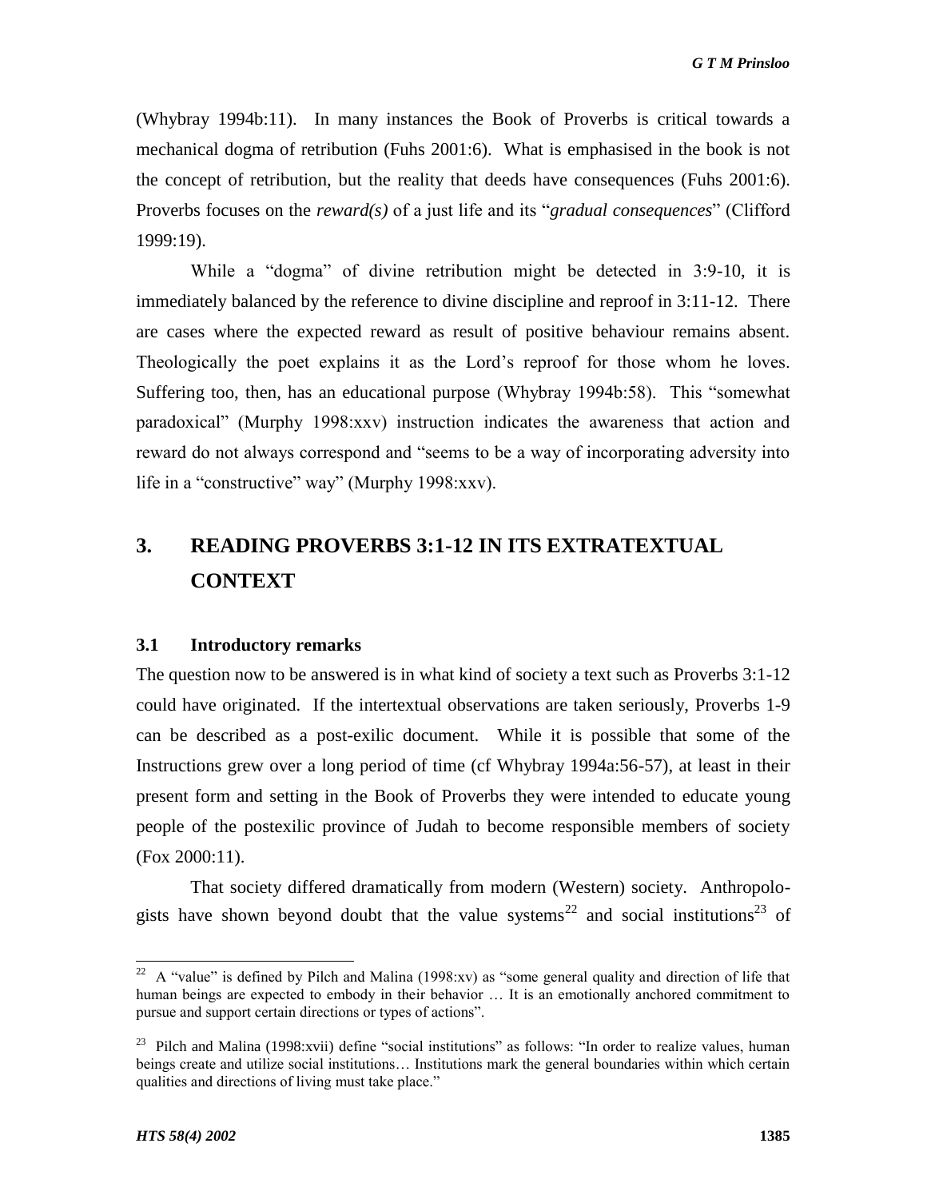(Whybray 1994b:11). In many instances the Book of Proverbs is critical towards a mechanical dogma of retribution (Fuhs 2001:6). What is emphasised in the book is not the concept of retribution, but the reality that deeds have consequences (Fuhs 2001:6). Proverbs focuses on the *reward(s)* of a just life and its "*gradual consequences*" (Clifford 1999:19).

While a "dogma" of divine retribution might be detected in 3:9-10, it is immediately balanced by the reference to divine discipline and reproof in 3:11-12. There are cases where the expected reward as result of positive behaviour remains absent. Theologically the poet explains it as the Lord's reproof for those whom he loves. Suffering too, then, has an educational purpose (Whybray 1994b:58). This "somewhat paradoxical" (Murphy 1998:xxv) instruction indicates the awareness that action and reward do not always correspond and "seems to be a way of incorporating adversity into life in a "constructive" way" (Murphy 1998:xxv).

## 3. READING PROVERBS 3:1-12 IN ITS EXTRATEXTUAL CONTEXT

### 3.1 Introductory remarks

The question now to be answered is in what kind of society a text such as Proverbs 3:1-12 could have originated. If the intertextual observations are taken seriously, Proverbs 1-9 can be described as a post-exilic document. While it is possible that some of the Instructions grew over a long period of time (cf Whybray 1994a:56-57), at least in their present form and setting in the Book of Proverbs they were intended to educate young people of the postexilic province of Judah to become responsible members of society (Fox 2000:11).

That society differed dramatically from modern (Western) society. Anthropologists have shown beyond doubt that the value systems[22] and social institutions[23] of

---

[22] A "value" is defined by Pilch and Malina (1998:xv) as "some general quality and direction of life that human beings are expected to embody in their behavior … It is an emotionally anchored commitment to pursue and support certain directions or types of actions".

[23] Pilch and Malina (1998:xvii) define "social institutions" as follows: "In order to realize values, human beings create and utilize social institutions… Institutions mark the general boundaries within which certain qualities and directions of living must take place."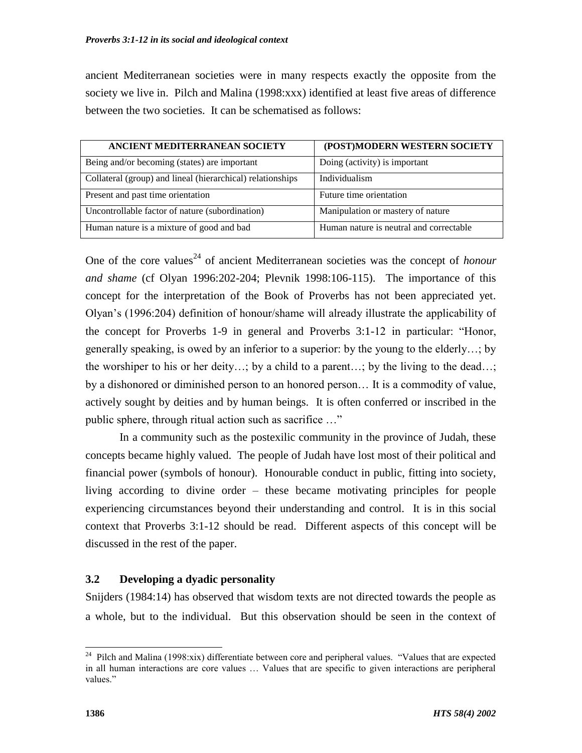ancient Mediterranean societies were in many respects exactly the opposite from the society we live in. Pilch and Malina (1998:xxx) identified at least five areas of difference between the two societies. It can be schematised as follows:

| ANCIENT MEDITERRANEAN SOCIETY | (POST)MODERN WESTERN SOCIETY |
|---|---|
| Being and/or becoming (states) are important | Doing (activity) is important |
| Collateral (group) and lineal (hierarchical) relationships | Individualism |
| Present and past time orientation | Future time orientation |
| Uncontrollable factor of nature (subordination) | Manipulation or mastery of nature |
| Human nature is a mixture of good and bad | Human nature is neutral and correctable |

One of the core values[24] of ancient Mediterranean societies was the concept of *honour and shame* (cf Olyan 1996:202-204; Plevnik 1998:106-115). The importance of this concept for the interpretation of the Book of Proverbs has not been appreciated yet. Olyan's (1996:204) definition of honour/shame will already illustrate the applicability of the concept for Proverbs 1-9 in general and Proverbs 3:1-12 in particular: "Honor, generally speaking, is owed by an inferior to a superior: by the young to the elderly…; by the worshiper to his or her deity…; by a child to a parent…; by the living to the dead…; by a dishonored or diminished person to an honored person… It is a commodity of value, actively sought by deities and by human beings. It is often conferred or inscribed in the public sphere, through ritual action such as sacrifice …"

In a community such as the postexilic community in the province of Judah, these concepts became highly valued. The people of Judah have lost most of their political and financial power (symbols of honour). Honourable conduct in public, fitting into society, living according to divine order – these became motivating principles for people experiencing circumstances beyond their understanding and control. It is in this social context that Proverbs 3:1-12 should be read. Different aspects of this concept will be discussed in the rest of the paper.

### 3.2 Developing a dyadic personality

Snijders (1984:14) has observed that wisdom texts are not directed towards the people as a whole, but to the individual. But this observation should be seen in the context of

[24] Pilch and Malina (1998:xix) differentiate between core and peripheral values. "Values that are expected in all human interactions are core values … Values that are specific to given interactions are peripheral values."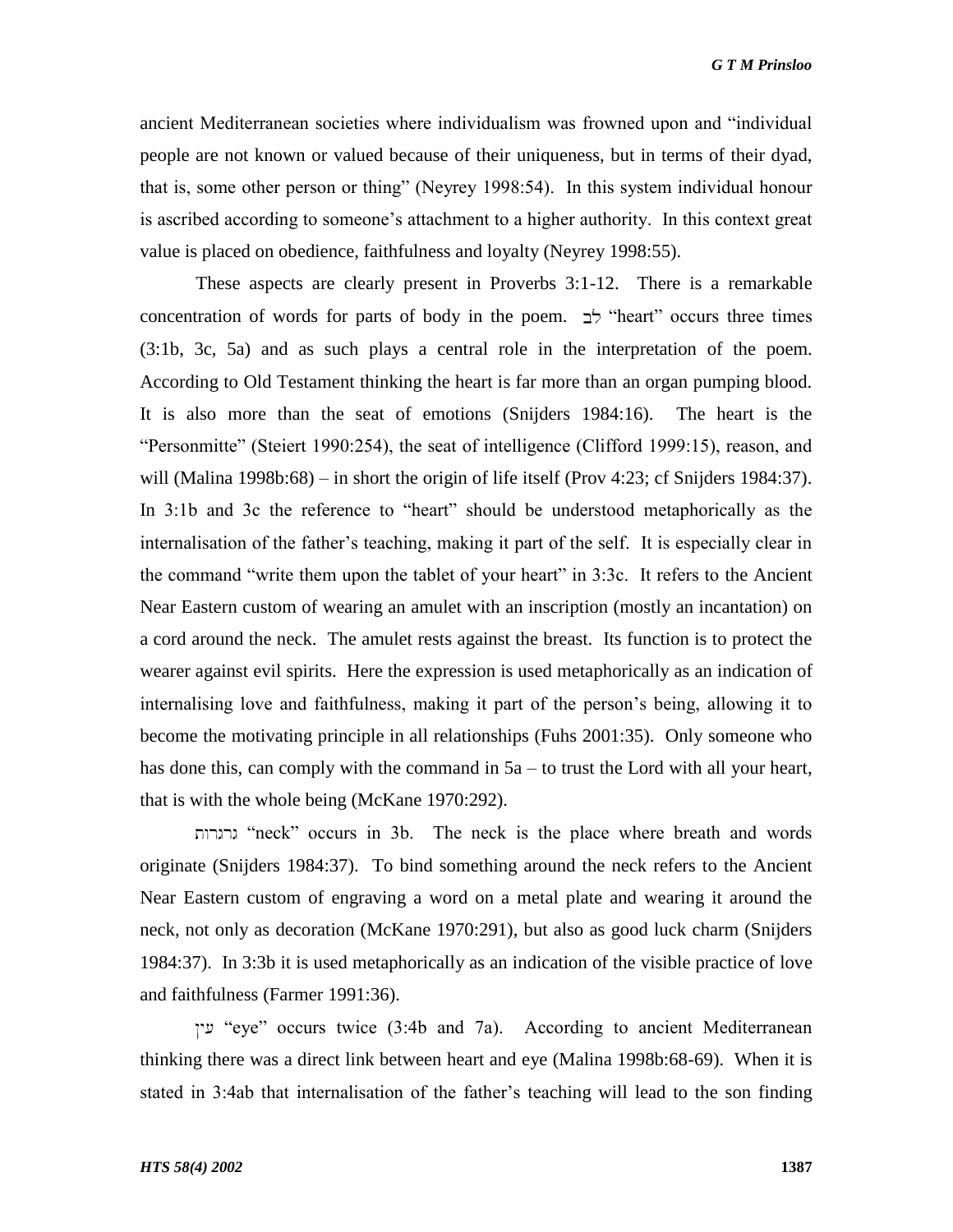ancient Mediterranean societies where individualism was frowned upon and "individual people are not known or valued because of their uniqueness, but in terms of their dyad, that is, some other person or thing" (Neyrey 1998:54). In this system individual honour is ascribed according to someone's attachment to a higher authority. In this context great value is placed on obedience, faithfulness and loyalty (Neyrey 1998:55).

These aspects are clearly present in Proverbs 3:1-12. There is a remarkable concentration of words for parts of body in the poem. לב "heart" occurs three times (3:1b, 3c, 5a) and as such plays a central role in the interpretation of the poem. According to Old Testament thinking the heart is far more than an organ pumping blood. It is also more than the seat of emotions (Snijders 1984:16). The heart is the "Personmitte" (Steiert 1990:254), the seat of intelligence (Clifford 1999:15), reason, and will (Malina 1998b:68) – in short the origin of life itself (Prov 4:23; cf Snijders 1984:37). In 3:1b and 3c the reference to "heart" should be understood metaphorically as the internalisation of the father's teaching, making it part of the self. It is especially clear in the command "write them upon the tablet of your heart" in 3:3c. It refers to the Ancient Near Eastern custom of wearing an amulet with an inscription (mostly an incantation) on a cord around the neck. The amulet rests against the breast. Its function is to protect the wearer against evil spirits. Here the expression is used metaphorically as an indication of internalising love and faithfulness, making it part of the person's being, allowing it to become the motivating principle in all relationships (Fuhs 2001:35). Only someone who has done this, can comply with the command in 5a – to trust the Lord with all your heart, that is with the whole being (McKane 1970:292).

גרגרות "neck" occurs in 3b. The neck is the place where breath and words originate (Snijders 1984:37). To bind something around the neck refers to the Ancient Near Eastern custom of engraving a word on a metal plate and wearing it around the neck, not only as decoration (McKane 1970:291), but also as good luck charm (Snijders 1984:37). In 3:3b it is used metaphorically as an indication of the visible practice of love and faithfulness (Farmer 1991:36).

עין "eye" occurs twice (3:4b and 7a). According to ancient Mediterranean thinking there was a direct link between heart and eye (Malina 1998b:68-69). When it is stated in 3:4ab that internalisation of the father's teaching will lead to the son finding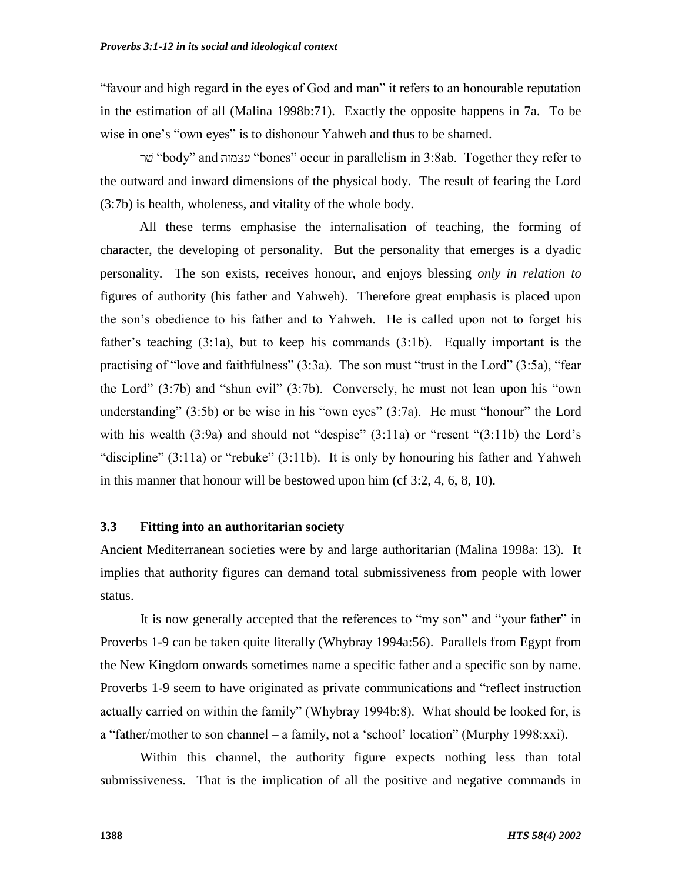"favour and high regard in the eyes of God and man" it refers to an honourable reputation in the estimation of all (Malina 1998b:71). Exactly the opposite happens in 7a. To be wise in one's "own eyes" is to dishonour Yahweh and thus to be shamed.

שׁר "body" and עצמות "bones" occur in parallelism in 3:8ab. Together they refer to the outward and inward dimensions of the physical body. The result of fearing the Lord (3:7b) is health, wholeness, and vitality of the whole body.

All these terms emphasise the internalisation of teaching, the forming of character, the developing of personality. But the personality that emerges is a dyadic personality. The son exists, receives honour, and enjoys blessing *only in relation to* figures of authority (his father and Yahweh). Therefore great emphasis is placed upon the son's obedience to his father and to Yahweh. He is called upon not to forget his father's teaching (3:1a), but to keep his commands (3:1b). Equally important is the practising of "love and faithfulness" (3:3a). The son must "trust in the Lord" (3:5a), "fear the Lord" (3:7b) and "shun evil" (3:7b). Conversely, he must not lean upon his "own understanding" (3:5b) or be wise in his "own eyes" (3:7a). He must "honour" the Lord with his wealth (3:9a) and should not "despise" (3:11a) or "resent "(3:11b) the Lord's "discipline" (3:11a) or "rebuke" (3:11b). It is only by honouring his father and Yahweh in this manner that honour will be bestowed upon him (cf 3:2, 4, 6, 8, 10).

### 3.3 Fitting into an authoritarian society

Ancient Mediterranean societies were by and large authoritarian (Malina 1998a: 13). It implies that authority figures can demand total submissiveness from people with lower status.

It is now generally accepted that the references to "my son" and "your father" in Proverbs 1-9 can be taken quite literally (Whybray 1994a:56). Parallels from Egypt from the New Kingdom onwards sometimes name a specific father and a specific son by name. Proverbs 1-9 seem to have originated as private communications and "reflect instruction actually carried on within the family" (Whybray 1994b:8). What should be looked for, is a "father/mother to son channel – a family, not a 'school' location" (Murphy 1998:xxi).

Within this channel, the authority figure expects nothing less than total submissiveness. That is the implication of all the positive and negative commands in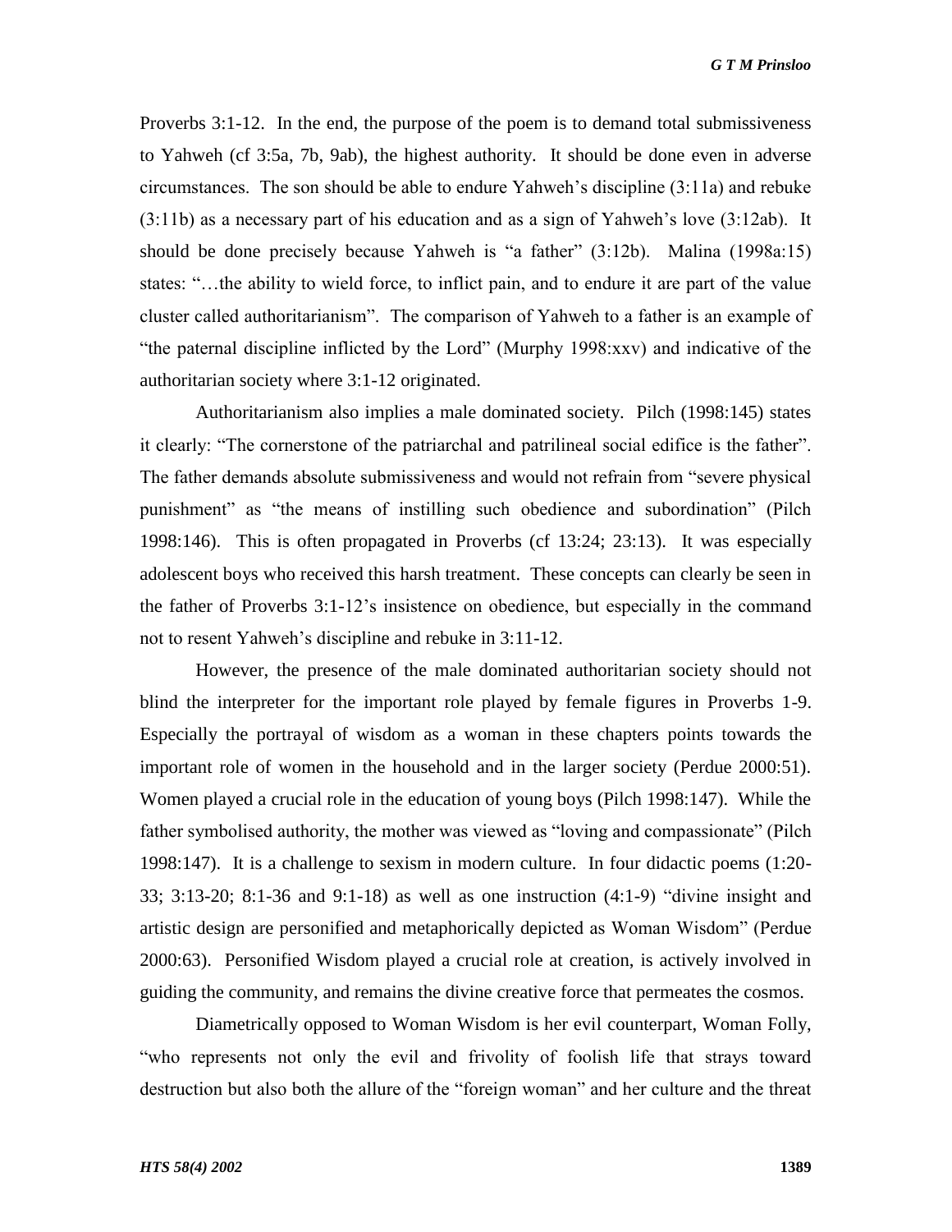Proverbs 3:1-12. In the end, the purpose of the poem is to demand total submissiveness to Yahweh (cf 3:5a, 7b, 9ab), the highest authority. It should be done even in adverse circumstances. The son should be able to endure Yahweh's discipline (3:11a) and rebuke (3:11b) as a necessary part of his education and as a sign of Yahweh's love (3:12ab). It should be done precisely because Yahweh is "a father" (3:12b). Malina (1998a:15) states: "…the ability to wield force, to inflict pain, and to endure it are part of the value cluster called authoritarianism". The comparison of Yahweh to a father is an example of "the paternal discipline inflicted by the Lord" (Murphy 1998:xxv) and indicative of the authoritarian society where 3:1-12 originated.

Authoritarianism also implies a male dominated society. Pilch (1998:145) states it clearly: "The cornerstone of the patriarchal and patrilineal social edifice is the father". The father demands absolute submissiveness and would not refrain from "severe physical punishment" as "the means of instilling such obedience and subordination" (Pilch 1998:146). This is often propagated in Proverbs (cf 13:24; 23:13). It was especially adolescent boys who received this harsh treatment. These concepts can clearly be seen in the father of Proverbs 3:1-12's insistence on obedience, but especially in the command not to resent Yahweh's discipline and rebuke in 3:11-12.

However, the presence of the male dominated authoritarian society should not blind the interpreter for the important role played by female figures in Proverbs 1-9. Especially the portrayal of wisdom as a woman in these chapters points towards the important role of women in the household and in the larger society (Perdue 2000:51). Women played a crucial role in the education of young boys (Pilch 1998:147). While the father symbolised authority, the mother was viewed as "loving and compassionate" (Pilch 1998:147). It is a challenge to sexism in modern culture. In four didactic poems (1:20-33; 3:13-20; 8:1-36 and 9:1-18) as well as one instruction (4:1-9) "divine insight and artistic design are personified and metaphorically depicted as Woman Wisdom" (Perdue 2000:63). Personified Wisdom played a crucial role at creation, is actively involved in guiding the community, and remains the divine creative force that permeates the cosmos.

Diametrically opposed to Woman Wisdom is her evil counterpart, Woman Folly, "who represents not only the evil and frivolity of foolish life that strays toward destruction but also both the allure of the "foreign woman" and her culture and the threat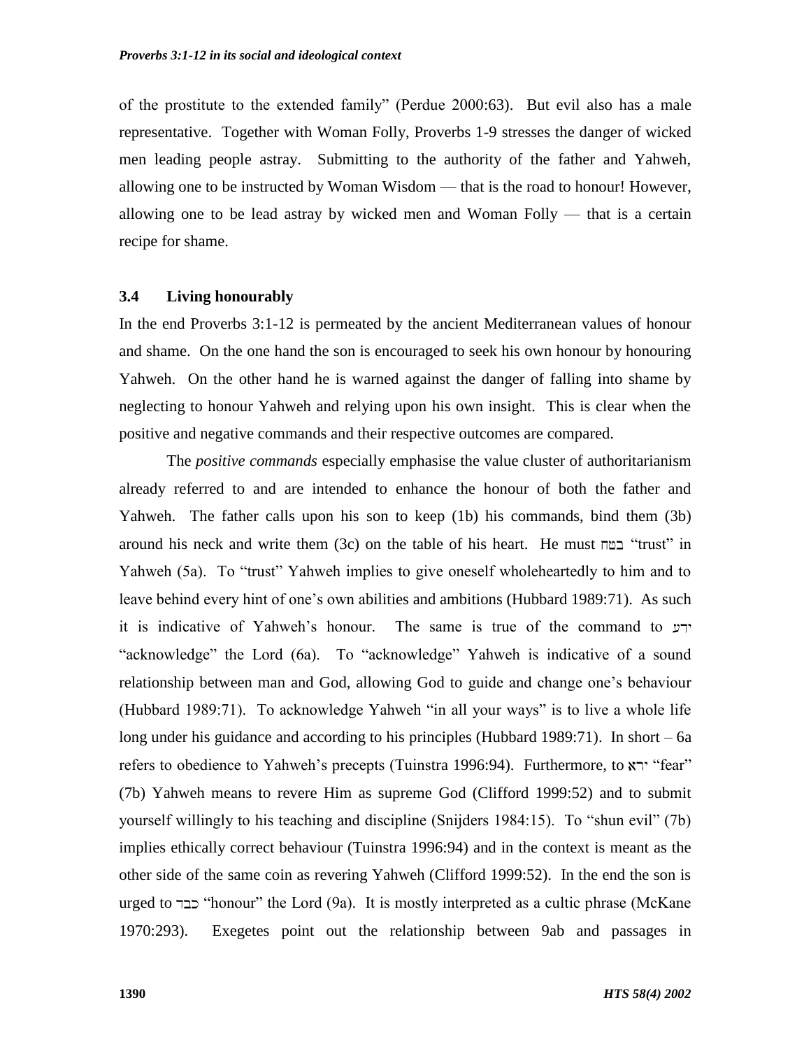of the prostitute to the extended family" (Perdue 2000:63). But evil also has a male representative. Together with Woman Folly, Proverbs 1-9 stresses the danger of wicked men leading people astray. Submitting to the authority of the father and Yahweh, allowing one to be instructed by Woman Wisdom — that is the road to honour! However, allowing one to be lead astray by wicked men and Woman Folly — that is a certain recipe for shame.

### 3.4 Living honourably

In the end Proverbs 3:1-12 is permeated by the ancient Mediterranean values of honour and shame. On the one hand the son is encouraged to seek his own honour by honouring Yahweh. On the other hand he is warned against the danger of falling into shame by neglecting to honour Yahweh and relying upon his own insight. This is clear when the positive and negative commands and their respective outcomes are compared.

The *positive commands* especially emphasise the value cluster of authoritarianism already referred to and are intended to enhance the honour of both the father and Yahweh. The father calls upon his son to keep (1b) his commands, bind them (3b) around his neck and write them (3c) on the table of his heart. He must בטח "trust" in Yahweh (5a). To "trust" Yahweh implies to give oneself wholeheartedly to him and to leave behind every hint of one's own abilities and ambitions (Hubbard 1989:71). As such it is indicative of Yahweh's honour. The same is true of the command to ידע "acknowledge" the Lord (6a). To "acknowledge" Yahweh is indicative of a sound relationship between man and God, allowing God to guide and change one's behaviour (Hubbard 1989:71). To acknowledge Yahweh "in all your ways" is to live a whole life long under his guidance and according to his principles (Hubbard 1989:71). In short – 6a refers to obedience to Yahweh's precepts (Tuinstra 1996:94). Furthermore, to ירא "fear" (7b) Yahweh means to revere Him as supreme God (Clifford 1999:52) and to submit yourself willingly to his teaching and discipline (Snijders 1984:15). To "shun evil" (7b) implies ethically correct behaviour (Tuinstra 1996:94) and in the context is meant as the other side of the same coin as revering Yahweh (Clifford 1999:52). In the end the son is urged to כבד "honour" the Lord (9a). It is mostly interpreted as a cultic phrase (McKane 1970:293). Exegetes point out the relationship between 9ab and passages in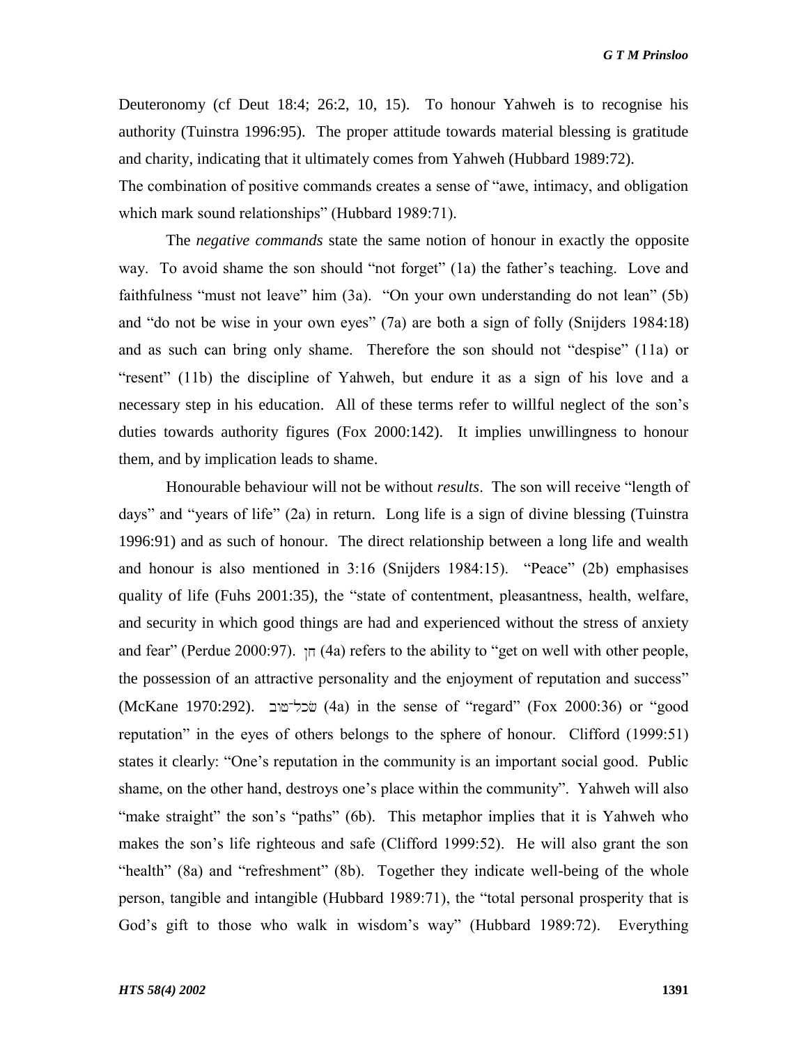Deuteronomy (cf Deut 18:4; 26:2, 10, 15). To honour Yahweh is to recognise his authority (Tuinstra 1996:95). The proper attitude towards material blessing is gratitude and charity, indicating that it ultimately comes from Yahweh (Hubbard 1989:72).

The combination of positive commands creates a sense of "awe, intimacy, and obligation which mark sound relationships" (Hubbard 1989:71).

The *negative commands* state the same notion of honour in exactly the opposite way. To avoid shame the son should "not forget" (1a) the father's teaching. Love and faithfulness "must not leave" him (3a). "On your own understanding do not lean" (5b) and "do not be wise in your own eyes" (7a) are both a sign of folly (Snijders 1984:18) and as such can bring only shame. Therefore the son should not "despise" (11a) or "resent" (11b) the discipline of Yahweh, but endure it as a sign of his love and a necessary step in his education. All of these terms refer to willful neglect of the son's duties towards authority figures (Fox 2000:142). It implies unwillingness to honour them, and by implication leads to shame.

Honourable behaviour will not be without *results*. The son will receive "length of days" and "years of life" (2a) in return. Long life is a sign of divine blessing (Tuinstra 1996:91) and as such of honour. The direct relationship between a long life and wealth and honour is also mentioned in 3:16 (Snijders 1984:15). "Peace" (2b) emphasises quality of life (Fuhs 2001:35), the "state of contentment, pleasantness, health, welfare, and security in which good things are had and experienced without the stress of anxiety and fear" (Perdue 2000:97). חן (4a) refers to the ability to "get on well with other people, the possession of an attractive personality and the enjoyment of reputation and success" (McKane 1970:292). שֵׂכֶל־טוֹב (4a) in the sense of "regard" (Fox 2000:36) or "good reputation" in the eyes of others belongs to the sphere of honour. Clifford (1999:51) states it clearly: "One's reputation in the community is an important social good. Public shame, on the other hand, destroys one's place within the community". Yahweh will also "make straight" the son's "paths" (6b). This metaphor implies that it is Yahweh who makes the son's life righteous and safe (Clifford 1999:52). He will also grant the son "health" (8a) and "refreshment" (8b). Together they indicate well-being of the whole person, tangible and intangible (Hubbard 1989:71), the "total personal prosperity that is God's gift to those who walk in wisdom's way" (Hubbard 1989:72). Everything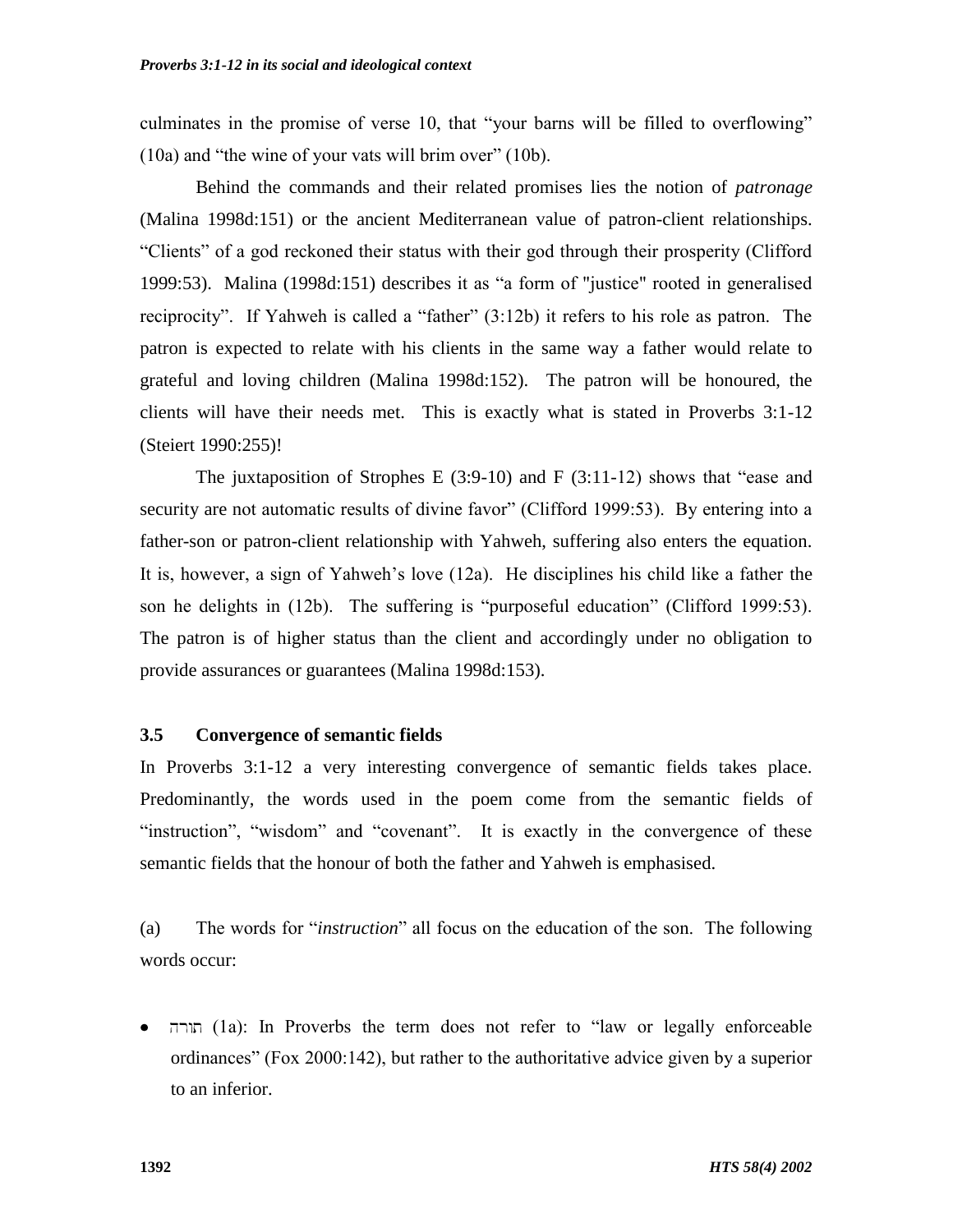culminates in the promise of verse 10, that "your barns will be filled to overflowing" (10a) and "the wine of your vats will brim over" (10b).

Behind the commands and their related promises lies the notion of *patronage* (Malina 1998d:151) or the ancient Mediterranean value of patron-client relationships. "Clients" of a god reckoned their status with their god through their prosperity (Clifford 1999:53). Malina (1998d:151) describes it as "a form of "justice" rooted in generalised reciprocity". If Yahweh is called a "father" (3:12b) it refers to his role as patron. The patron is expected to relate with his clients in the same way a father would relate to grateful and loving children (Malina 1998d:152). The patron will be honoured, the clients will have their needs met. This is exactly what is stated in Proverbs 3:1-12 (Steiert 1990:255)!

The juxtaposition of Strophes E (3:9-10) and F (3:11-12) shows that "ease and security are not automatic results of divine favor" (Clifford 1999:53). By entering into a father-son or patron-client relationship with Yahweh, suffering also enters the equation. It is, however, a sign of Yahweh's love (12a). He disciplines his child like a father the son he delights in (12b). The suffering is "purposeful education" (Clifford 1999:53). The patron is of higher status than the client and accordingly under no obligation to provide assurances or guarantees (Malina 1998d:153).

### 3.5 Convergence of semantic fields

In Proverbs 3:1-12 a very interesting convergence of semantic fields takes place. Predominantly, the words used in the poem come from the semantic fields of "instruction", "wisdom" and "covenant". It is exactly in the convergence of these semantic fields that the honour of both the father and Yahweh is emphasised.

(a) The words for "*instruction*" all focus on the education of the son. The following words occur:

- תורה (1a): In Proverbs the term does not refer to "law or legally enforceable ordinances" (Fox 2000:142), but rather to the authoritative advice given by a superior to an inferior.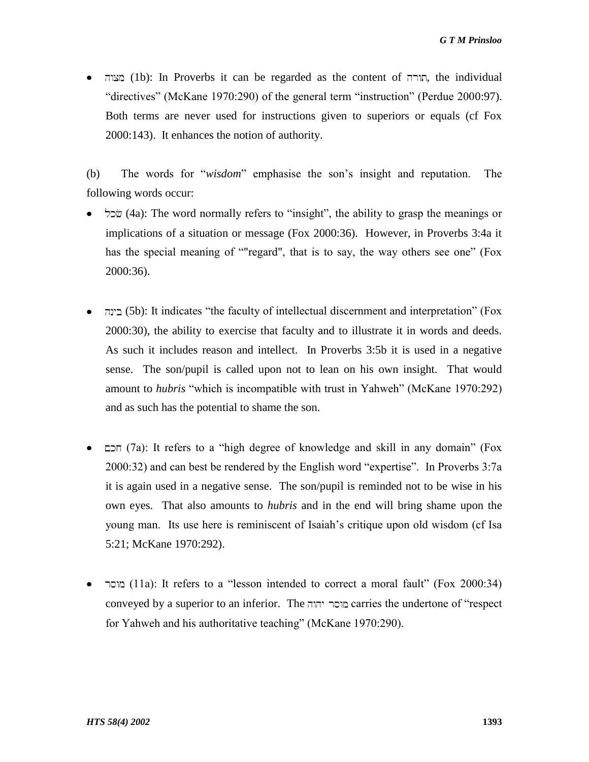- מצוה (1b): In Proverbs it can be regarded as the content of תורה, the individual "directives" (McKane 1970:290) of the general term "instruction" (Perdue 2000:97). Both terms are never used for instructions given to superiors or equals (cf Fox 2000:143). It enhances the notion of authority.

(b) The words for "*wisdom*" emphasise the son's insight and reputation. The following words occur:

- שׂכל (4a): The word normally refers to "insight", the ability to grasp the meanings or implications of a situation or message (Fox 2000:36). However, in Proverbs 3:4a it has the special meaning of ""regard", that is to say, the way others see one" (Fox 2000:36).

- בינה (5b): It indicates "the faculty of intellectual discernment and interpretation" (Fox 2000:30), the ability to exercise that faculty and to illustrate it in words and deeds. As such it includes reason and intellect. In Proverbs 3:5b it is used in a negative sense. The son/pupil is called upon not to lean on his own insight. That would amount to *hubris* "which is incompatible with trust in Yahweh" (McKane 1970:292) and as such has the potential to shame the son.

- חכם (7a): It refers to a "high degree of knowledge and skill in any domain" (Fox 2000:32) and can best be rendered by the English word "expertise". In Proverbs 3:7a it is again used in a negative sense. The son/pupil is reminded not to be wise in his own eyes. That also amounts to *hubris* and in the end will bring shame upon the young man. Its use here is reminiscent of Isaiah's critique upon old wisdom (cf Isa 5:21; McKane 1970:292).

- מוסר (11a): It refers to a "lesson intended to correct a moral fault" (Fox 2000:34) conveyed by a superior to an inferior. The מוסר יהוה carries the undertone of "respect for Yahweh and his authoritative teaching" (McKane 1970:290).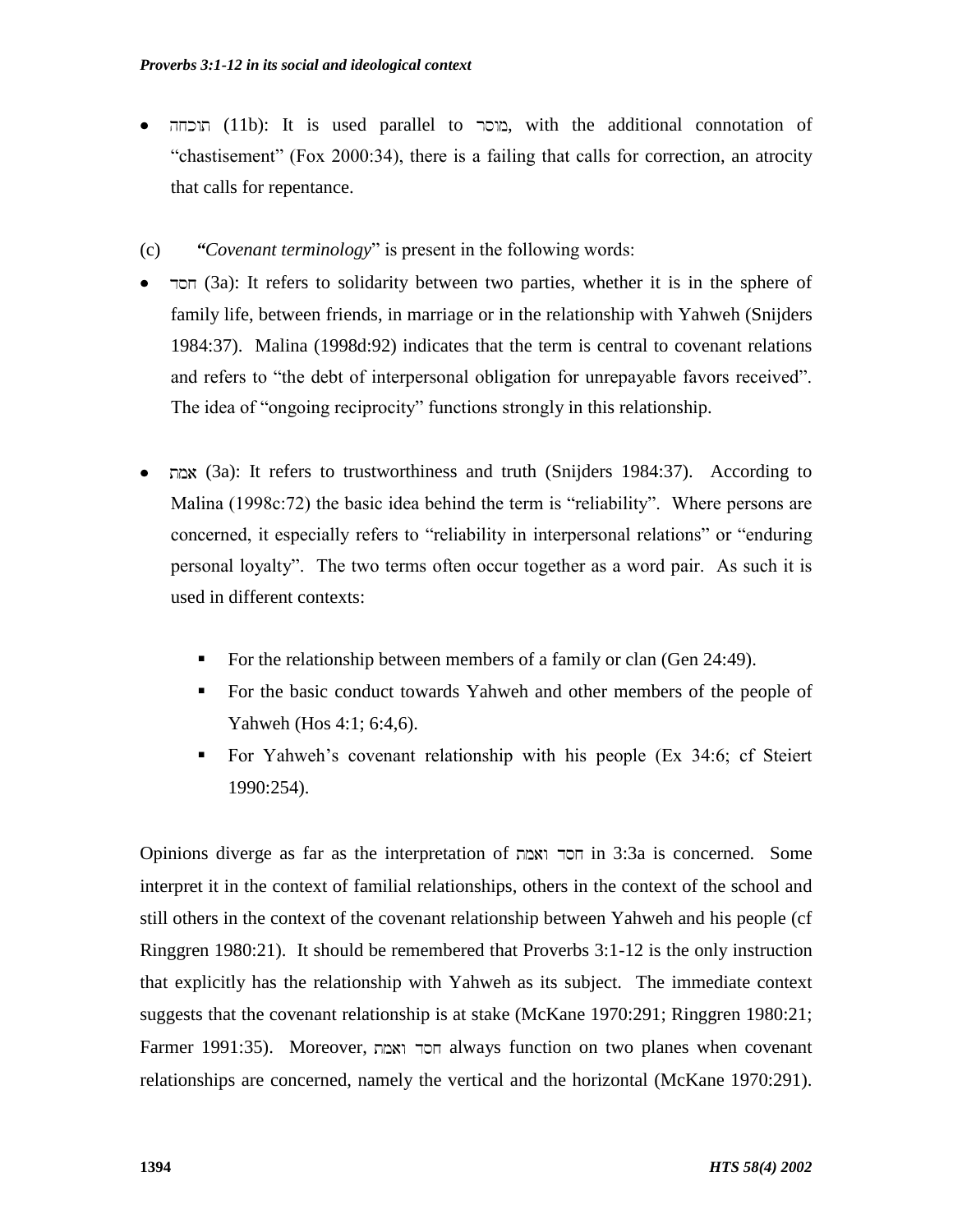- תוכחה (11b): It is used parallel to מוסר, with the additional connotation of "chastisement" (Fox 2000:34), there is a failing that calls for correction, an atrocity that calls for repentance.

(c) ***"Covenant terminology*"** is present in the following words:

- חסד (3a): It refers to solidarity between two parties, whether it is in the sphere of family life, between friends, in marriage or in the relationship with Yahweh (Snijders 1984:37). Malina (1998d:92) indicates that the term is central to covenant relations and refers to "the debt of interpersonal obligation for unrepayable favors received". The idea of "ongoing reciprocity" functions strongly in this relationship.

- אמת (3a): It refers to trustworthiness and truth (Snijders 1984:37). According to Malina (1998c:72) the basic idea behind the term is "reliability". Where persons are concerned, it especially refers to "reliability in interpersonal relations" or "enduring personal loyalty". The two terms often occur together as a word pair. As such it is used in different contexts:
  - For the relationship between members of a family or clan (Gen 24:49).
  - For the basic conduct towards Yahweh and other members of the people of Yahweh (Hos 4:1; 6:4,6).
  - For Yahweh's covenant relationship with his people (Ex 34:6; cf Steiert 1990:254).

Opinions diverge as far as the interpretation of חסד ואמת in 3:3a is concerned. Some interpret it in the context of familial relationships, others in the context of the school and still others in the context of the covenant relationship between Yahweh and his people (cf Ringgren 1980:21). It should be remembered that Proverbs 3:1-12 is the only instruction that explicitly has the relationship with Yahweh as its subject. The immediate context suggests that the covenant relationship is at stake (McKane 1970:291; Ringgren 1980:21; Farmer 1991:35). Moreover, חסד ואמת always function on two planes when covenant relationships are concerned, namely the vertical and the horizontal (McKane 1970:291).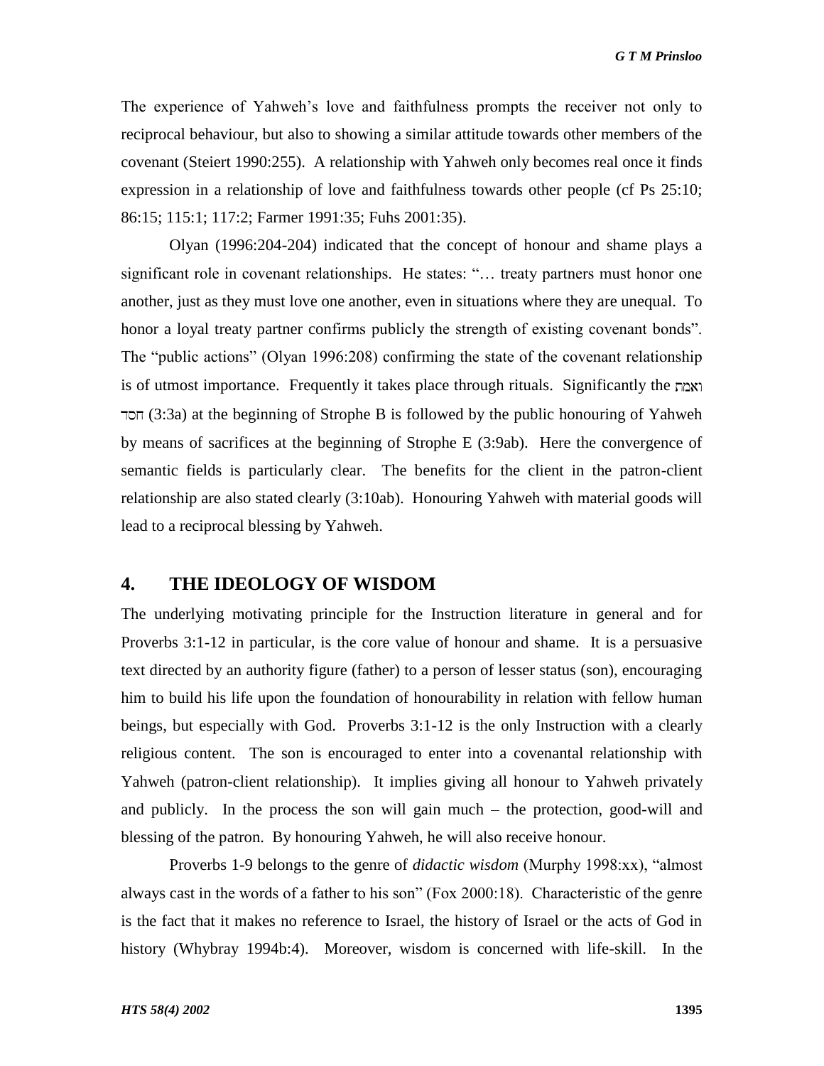The experience of Yahweh's love and faithfulness prompts the receiver not only to reciprocal behaviour, but also to showing a similar attitude towards other members of the covenant (Steiert 1990:255). A relationship with Yahweh only becomes real once it finds expression in a relationship of love and faithfulness towards other people (cf Ps 25:10; 86:15; 115:1; 117:2; Farmer 1991:35; Fuhs 2001:35).

Olyan (1996:204-204) indicated that the concept of honour and shame plays a significant role in covenant relationships. He states: "… treaty partners must honor one another, just as they must love one another, even in situations where they are unequal. To honor a loyal treaty partner confirms publicly the strength of existing covenant bonds". The "public actions" (Olyan 1996:208) confirming the state of the covenant relationship is of utmost importance. Frequently it takes place through rituals. Significantly the חסד ואמת (3:3a) at the beginning of Strophe B is followed by the public honouring of Yahweh by means of sacrifices at the beginning of Strophe E (3:9ab). Here the convergence of semantic fields is particularly clear. The benefits for the client in the patron-client relationship are also stated clearly (3:10ab). Honouring Yahweh with material goods will lead to a reciprocal blessing by Yahweh.

## 4. THE IDEOLOGY OF WISDOM

The underlying motivating principle for the Instruction literature in general and for Proverbs 3:1-12 in particular, is the core value of honour and shame. It is a persuasive text directed by an authority figure (father) to a person of lesser status (son), encouraging him to build his life upon the foundation of honourability in relation with fellow human beings, but especially with God. Proverbs 3:1-12 is the only Instruction with a clearly religious content. The son is encouraged to enter into a covenantal relationship with Yahweh (patron-client relationship). It implies giving all honour to Yahweh privately and publicly. In the process the son will gain much – the protection, good-will and blessing of the patron. By honouring Yahweh, he will also receive honour.

Proverbs 1-9 belongs to the genre of *didactic wisdom* (Murphy 1998:xx), "almost always cast in the words of a father to his son" (Fox 2000:18). Characteristic of the genre is the fact that it makes no reference to Israel, the history of Israel or the acts of God in history (Whybray 1994b:4). Moreover, wisdom is concerned with life-skill. In the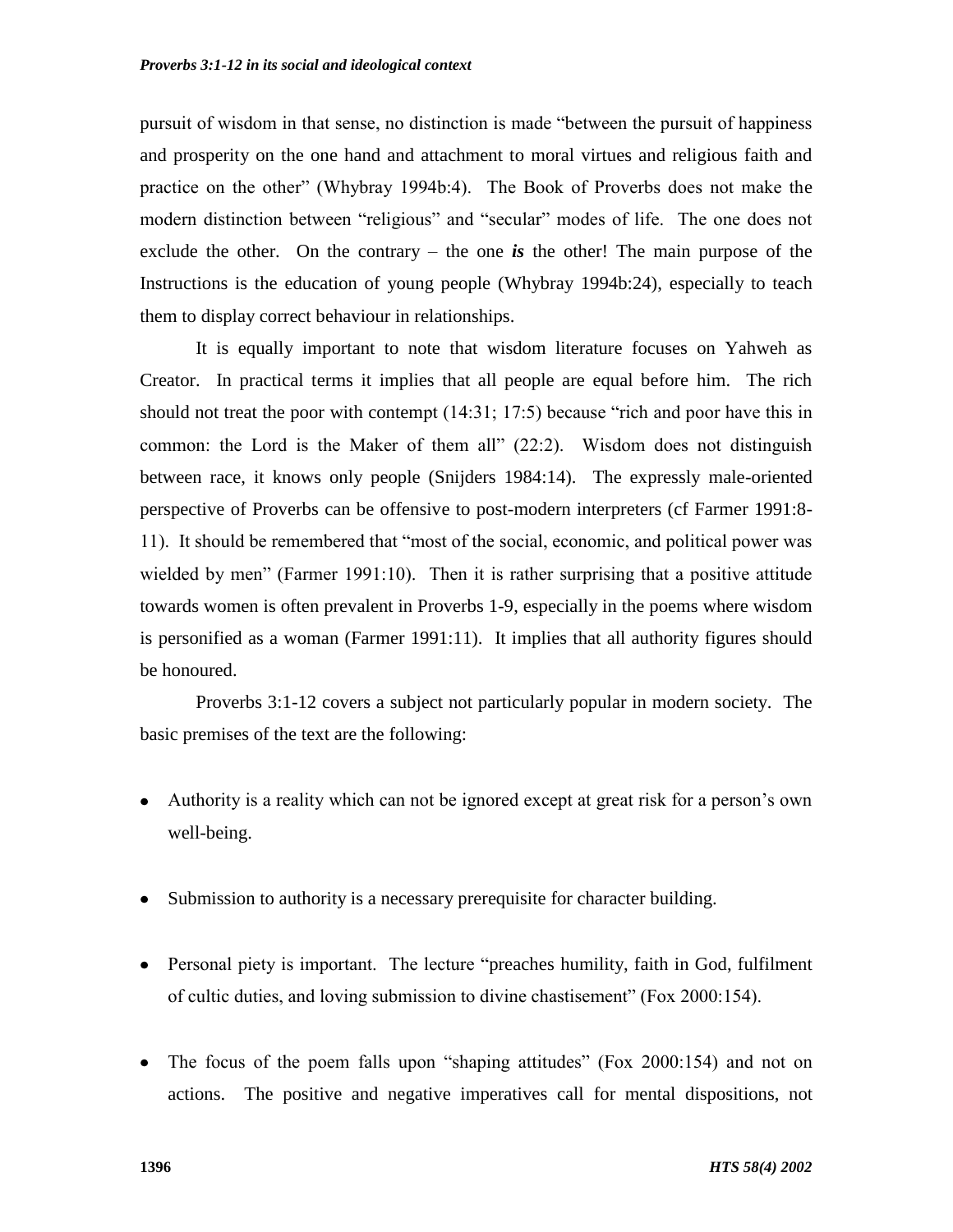pursuit of wisdom in that sense, no distinction is made "between the pursuit of happiness and prosperity on the one hand and attachment to moral virtues and religious faith and practice on the other" (Whybray 1994b:4). The Book of Proverbs does not make the modern distinction between "religious" and "secular" modes of life. The one does not exclude the other. On the contrary – the one ***is*** the other! The main purpose of the Instructions is the education of young people (Whybray 1994b:24), especially to teach them to display correct behaviour in relationships.

It is equally important to note that wisdom literature focuses on Yahweh as Creator. In practical terms it implies that all people are equal before him. The rich should not treat the poor with contempt (14:31; 17:5) because "rich and poor have this in common: the Lord is the Maker of them all" (22:2). Wisdom does not distinguish between race, it knows only people (Snijders 1984:14). The expressly male-oriented perspective of Proverbs can be offensive to post-modern interpreters (cf Farmer 1991:8-11). It should be remembered that "most of the social, economic, and political power was wielded by men" (Farmer 1991:10). Then it is rather surprising that a positive attitude towards women is often prevalent in Proverbs 1-9, especially in the poems where wisdom is personified as a woman (Farmer 1991:11). It implies that all authority figures should be honoured.

Proverbs 3:1-12 covers a subject not particularly popular in modern society. The basic premises of the text are the following:

- Authority is a reality which can not be ignored except at great risk for a person's own well-being.
- Submission to authority is a necessary prerequisite for character building.
- Personal piety is important. The lecture "preaches humility, faith in God, fulfilment of cultic duties, and loving submission to divine chastisement" (Fox 2000:154).
- The focus of the poem falls upon "shaping attitudes" (Fox 2000:154) and not on actions. The positive and negative imperatives call for mental dispositions, not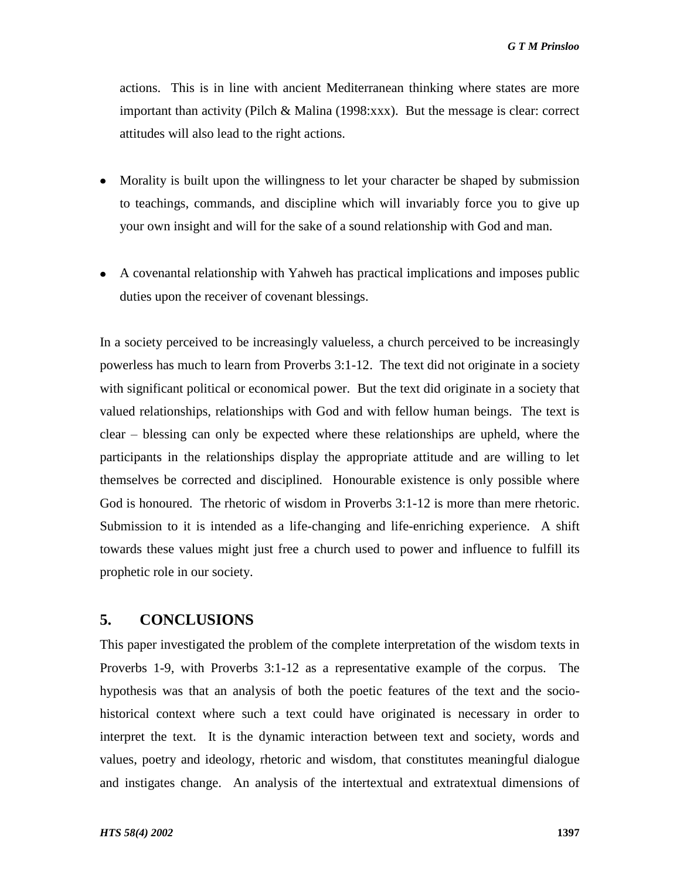actions. This is in line with ancient Mediterranean thinking where states are more important than activity (Pilch & Malina (1998:xxx). But the message is clear: correct attitudes will also lead to the right actions.

- Morality is built upon the willingness to let your character be shaped by submission to teachings, commands, and discipline which will invariably force you to give up your own insight and will for the sake of a sound relationship with God and man.

- A covenantal relationship with Yahweh has practical implications and imposes public duties upon the receiver of covenant blessings.

In a society perceived to be increasingly valueless, a church perceived to be increasingly powerless has much to learn from Proverbs 3:1-12. The text did not originate in a society with significant political or economical power. But the text did originate in a society that valued relationships, relationships with God and with fellow human beings. The text is clear – blessing can only be expected where these relationships are upheld, where the participants in the relationships display the appropriate attitude and are willing to let themselves be corrected and disciplined. Honourable existence is only possible where God is honoured. The rhetoric of wisdom in Proverbs 3:1-12 is more than mere rhetoric. Submission to it is intended as a life-changing and life-enriching experience. A shift towards these values might just free a church used to power and influence to fulfill its prophetic role in our society.

## 5. CONCLUSIONS

This paper investigated the problem of the complete interpretation of the wisdom texts in Proverbs 1-9, with Proverbs 3:1-12 as a representative example of the corpus. The hypothesis was that an analysis of both the poetic features of the text and the socio-historical context where such a text could have originated is necessary in order to interpret the text. It is the dynamic interaction between text and society, words and values, poetry and ideology, rhetoric and wisdom, that constitutes meaningful dialogue and instigates change. An analysis of the intertextual and extratextual dimensions of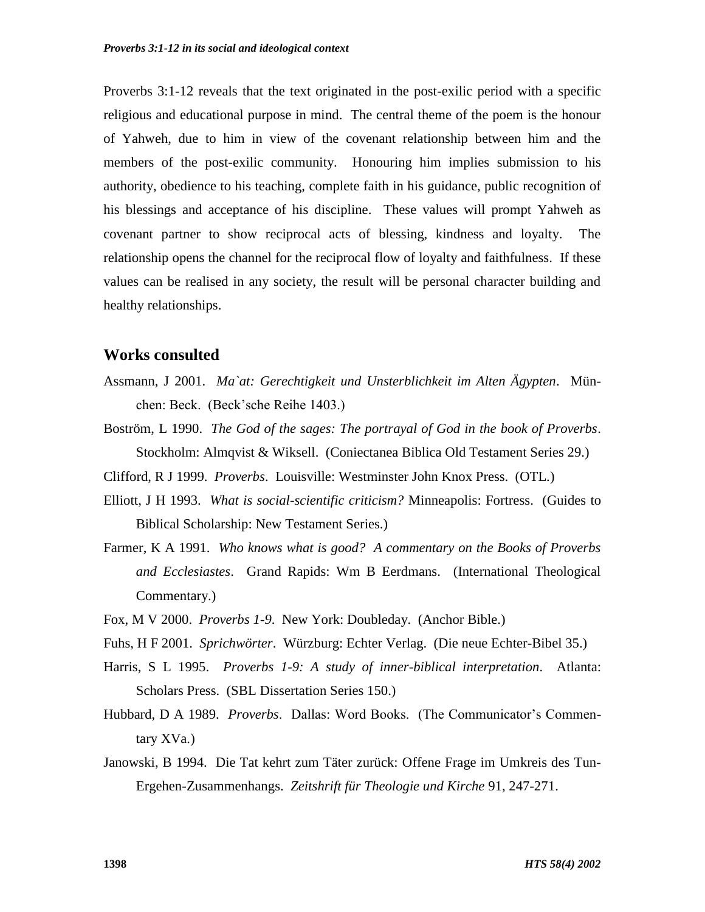Proverbs 3:1-12 reveals that the text originated in the post-exilic period with a specific religious and educational purpose in mind. The central theme of the poem is the honour of Yahweh, due to him in view of the covenant relationship between him and the members of the post-exilic community. Honouring him implies submission to his authority, obedience to his teaching, complete faith in his guidance, public recognition of his blessings and acceptance of his discipline. These values will prompt Yahweh as covenant partner to show reciprocal acts of blessing, kindness and loyalty. The relationship opens the channel for the reciprocal flow of loyalty and faithfulness. If these values can be realised in any society, the result will be personal character building and healthy relationships.

## Works consulted

Assmann, J 2001. *Ma`at: Gerechtigkeit und Unsterblichkeit im Alten Ägypten*. München: Beck. (Beck'sche Reihe 1403.)

Boström, L 1990. *The God of the sages: The portrayal of God in the book of Proverbs*. Stockholm: Almqvist & Wiksell. (Coniectanea Biblica Old Testament Series 29.)

Clifford, R J 1999. *Proverbs*. Louisville: Westminster John Knox Press. (OTL.)

Elliott, J H 1993. *What is social-scientific criticism?* Minneapolis: Fortress. (Guides to Biblical Scholarship: New Testament Series.)

Farmer, K A 1991. *Who knows what is good? A commentary on the Books of Proverbs and Ecclesiastes*. Grand Rapids: Wm B Eerdmans. (International Theological Commentary.)

Fox, M V 2000. *Proverbs 1-9*. New York: Doubleday. (Anchor Bible.)

Fuhs, H F 2001. *Sprichwörter*. Würzburg: Echter Verlag. (Die neue Echter-Bibel 35.)

Harris, S L 1995. *Proverbs 1-9: A study of inner-biblical interpretation*. Atlanta: Scholars Press. (SBL Dissertation Series 150.)

Hubbard, D A 1989. *Proverbs*. Dallas: Word Books. (The Communicator's Commentary XVa.)

Janowski, B 1994. Die Tat kehrt zum Täter zurück: Offene Frage im Umkreis des Tun-Ergehen-Zusammenhangs. *Zeitshrift für Theologie und Kirche* 91, 247-271.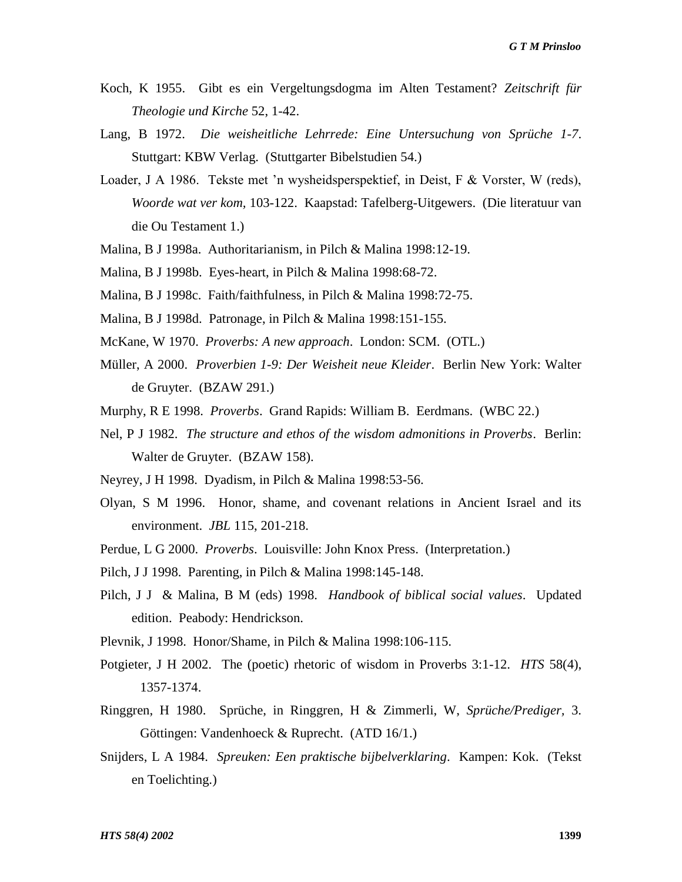Koch, K 1955. Gibt es ein Vergeltungsdogma im Alten Testament? *Zeitschrift für Theologie und Kirche* 52, 1-42.

Lang, B 1972. *Die weisheitliche Lehrrede: Eine Untersuchung von Sprüche 1-7*. Stuttgart: KBW Verlag. (Stuttgarter Bibelstudien 54.)

Loader, J A 1986. Tekste met 'n wysheidsperspektief, in Deist, F & Vorster, W (reds), *Woorde wat ver kom,* 103-122. Kaapstad: Tafelberg-Uitgewers. (Die literatuur van die Ou Testament 1.)

Malina, B J 1998a. Authoritarianism, in Pilch & Malina 1998:12-19.

Malina, B J 1998b. Eyes-heart, in Pilch & Malina 1998:68-72.

Malina, B J 1998c. Faith/faithfulness, in Pilch & Malina 1998:72-75.

Malina, B J 1998d. Patronage, in Pilch & Malina 1998:151-155.

McKane, W 1970. *Proverbs: A new approach*. London: SCM. (OTL.)

Müller, A 2000. *Proverbien 1-9: Der Weisheit neue Kleider*. Berlin New York: Walter de Gruyter. (BZAW 291.)

Murphy, R E 1998. *Proverbs*. Grand Rapids: William B. Eerdmans. (WBC 22.)

Nel, P J 1982. *The structure and ethos of the wisdom admonitions in Proverbs*. Berlin: Walter de Gruyter. (BZAW 158).

Neyrey, J H 1998. Dyadism, in Pilch & Malina 1998:53-56.

Olyan, S M 1996. Honor, shame, and covenant relations in Ancient Israel and its environment. *JBL* 115, 201-218.

Perdue, L G 2000. *Proverbs*. Louisville: John Knox Press. (Interpretation.)

Pilch, J J 1998. Parenting, in Pilch & Malina 1998:145-148.

Pilch, J J & Malina, B M (eds) 1998. *Handbook of biblical social values*. Updated edition. Peabody: Hendrickson.

Plevnik, J 1998. Honor/Shame, in Pilch & Malina 1998:106-115.

Potgieter, J H 2002. The (poetic) rhetoric of wisdom in Proverbs 3:1-12. *HTS* 58(4), 1357-1374.

Ringgren, H 1980. Sprüche, in Ringgren, H & Zimmerli, W, *Sprüche/Prediger,* 3. Göttingen: Vandenhoeck & Ruprecht. (ATD 16/1.)

Snijders, L A 1984. *Spreuken: Een praktische bijbelverklaring*. Kampen: Kok. (Tekst en Toelichting.)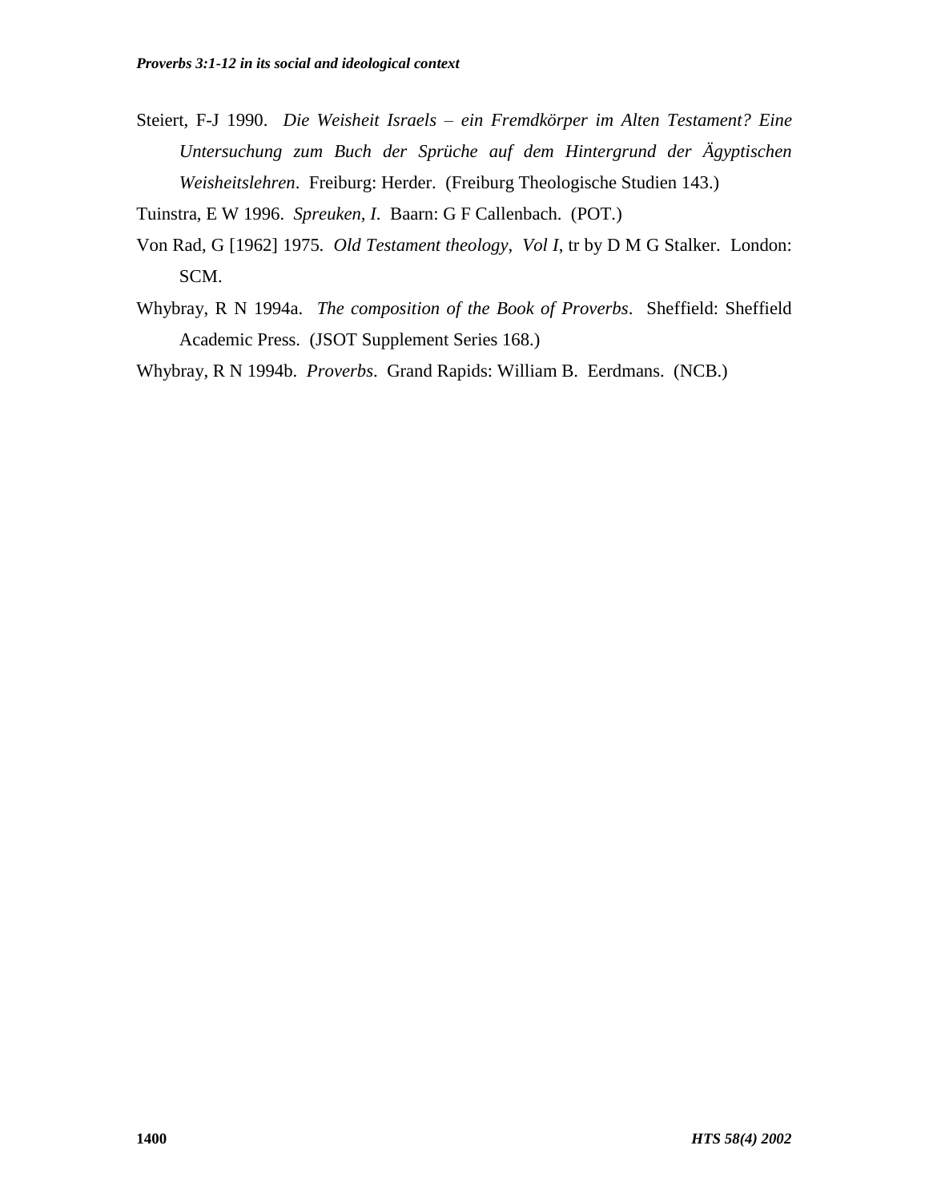Steiert, F-J 1990. *Die Weisheit Israels – ein Fremdkörper im Alten Testament? Eine Untersuchung zum Buch der Sprüche auf dem Hintergrund der Ägyptischen Weisheitslehren*. Freiburg: Herder. (Freiburg Theologische Studien 143.)

Tuinstra, E W 1996. *Spreuken, I*. Baarn: G F Callenbach. (POT.)

Von Rad, G [1962] 1975. *Old Testament theology, Vol I*, tr by D M G Stalker. London: SCM.

Whybray, R N 1994a. *The composition of the Book of Proverbs*. Sheffield: Sheffield Academic Press. (JSOT Supplement Series 168.)

Whybray, R N 1994b. *Proverbs*. Grand Rapids: William B. Eerdmans. (NCB.)